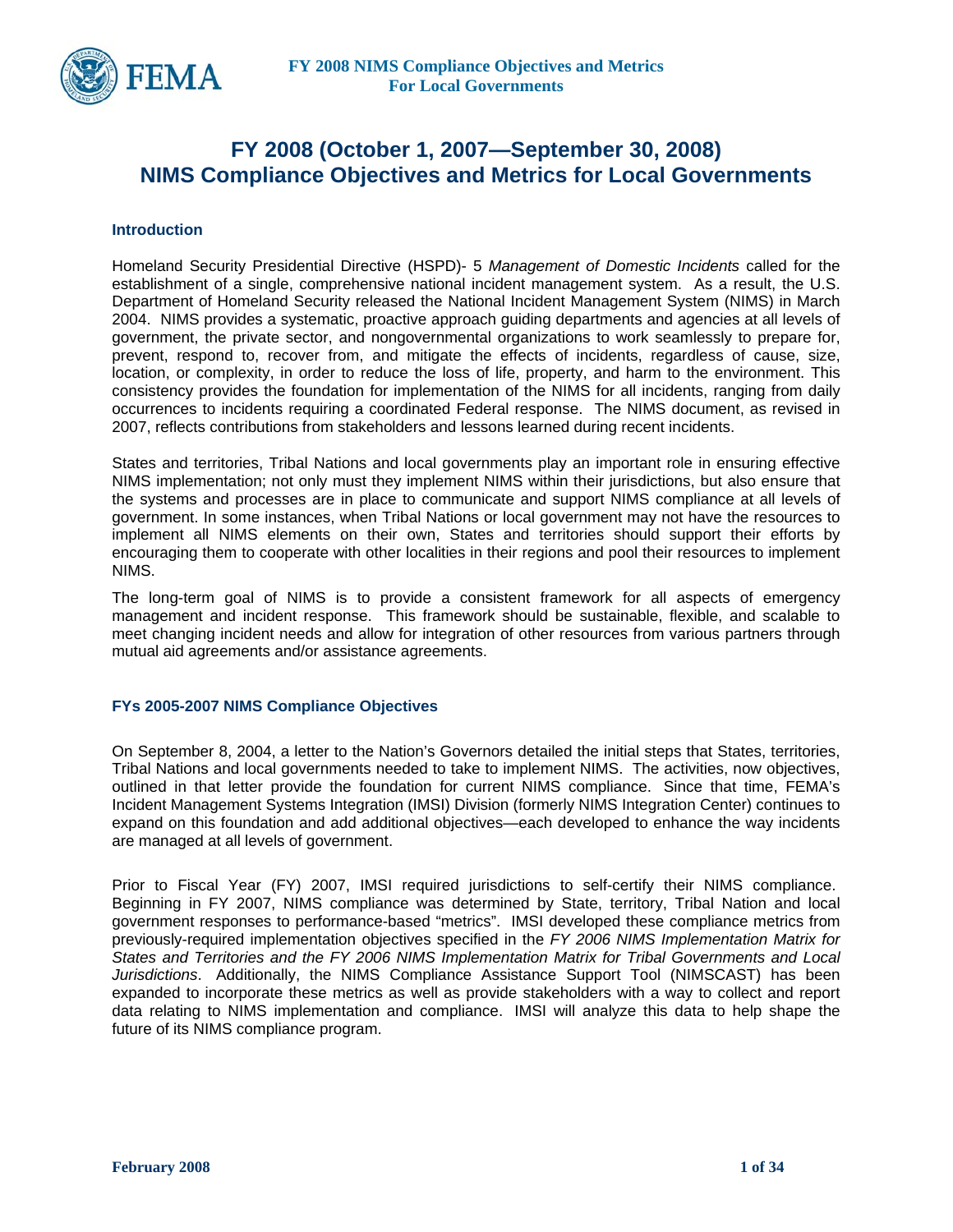# FY 2008 (October 1, 2007—September 30, 2008) NIMS Compliance Objectives and Metrics for Local Governments

## Introduction

Homeland Security Presidential Directive (HSPD)- 5 *Management of Domestic Incidents* called for the establishment of a single, comprehensive national incident management system. As a result, the U.S. Department of Homeland Security released the National Incident Management System (NIMS) in March 2004. NIMS provides a systematic, proactive approach guiding departments and agencies at all levels of government, the private sector, and nongovernmental organizations to work seamlessly to prepare for, prevent, respond to, recover from, and mitigate the effects of incidents, regardless of cause, size, location, or complexity, in order to reduce the loss of life, property, and harm to the environment. This consistency provides the foundation for implementation of the NIMS for all incidents, ranging from daily occurrences to incidents requiring a coordinated Federal response. The NIMS document, as revised in 2007, reflects contributions from stakeholders and lessons learned during recent incidents.

States and territories, Tribal Nations and local governments play an important role in ensuring effective NIMS implementation; not only must they implement NIMS within their jurisdictions, but also ensure that the systems and processes are in place to communicate and support NIMS compliance at all levels of government. In some instances, when Tribal Nations or local government may not have the resources to implement all NIMS elements on their own, States and territories should support their efforts by encouraging them to cooperate with other localities in their regions and pool their resources to implement NIMS.

The long-term goal of NIMS is to provide a consistent framework for all aspects of emergency management and incident response. This framework should be sustainable, flexible, and scalable to meet changing incident needs and allow for integration of other resources from various partners through mutual aid agreements and/or assistance agreements.

## FYs 2005-2007 NIMS Compliance Objectives

On September 8, 2004, a letter to the Nation's Governors detailed the initial steps that States, territories, Tribal Nations and local governments needed to take to implement NIMS. The activities, now objectives, outlined in that letter provide the foundation for current NIMS compliance. Since that time, FEMA's Incident Management Systems Integration (IMSI) Division (formerly NIMS Integration Center) continues to expand on this foundation and add additional objectives—each developed to enhance the way incidents are managed at all levels of government.

Prior to Fiscal Year (FY) 2007, IMSI required jurisdictions to self-certify their NIMS compliance. Beginning in FY 2007, NIMS compliance was determined by State, territory, Tribal Nation and local government responses to performance-based "metrics". IMSI developed these compliance metrics from previously-required implementation objectives specified in the *FY 2006 NIMS Implementation Matrix for States and Territories and the FY 2006 NIMS Implementation Matrix for Tribal Governments and Local Jurisdictions*. Additionally, the NIMS Compliance Assistance Support Tool (NIMSCAST) has been expanded to incorporate these metrics as well as provide stakeholders with a way to collect and report data relating to NIMS implementation and compliance. IMSI will analyze this data to help shape the future of its NIMS compliance program.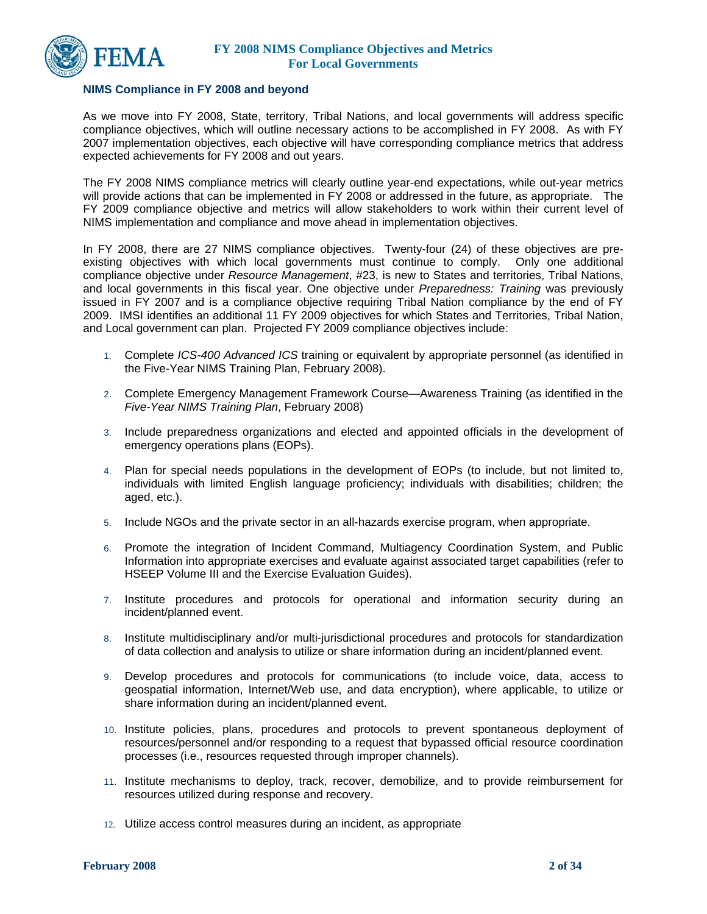## NIMS Compliance in FY 2008 and beyond

As we move into FY 2008, State, territory, Tribal Nations, and local governments will address specific compliance objectives, which will outline necessary actions to be accomplished in FY 2008. As with FY 2007 implementation objectives, each objective will have corresponding compliance metrics that address expected achievements for FY 2008 and out years.

The FY 2008 NIMS compliance metrics will clearly outline year-end expectations, while out-year metrics will provide actions that can be implemented in FY 2008 or addressed in the future, as appropriate. The FY 2009 compliance objective and metrics will allow stakeholders to work within their current level of NIMS implementation and compliance and move ahead in implementation objectives.

In FY 2008, there are 27 NIMS compliance objectives. Twenty-four (24) of these objectives are pre-existing objectives with which local governments must continue to comply. Only one additional compliance objective under *Resource Management*, #23, is new to States and territories, Tribal Nations, and local governments in this fiscal year. One objective under *Preparedness: Training* was previously issued in FY 2007 and is a compliance objective requiring Tribal Nation compliance by the end of FY 2009. IMSI identifies an additional 11 FY 2009 objectives for which States and Territories, Tribal Nation, and Local government can plan. Projected FY 2009 compliance objectives include:

1. Complete *ICS-400 Advanced ICS* training or equivalent by appropriate personnel (as identified in the Five-Year NIMS Training Plan, February 2008).
2. Complete Emergency Management Framework Course—Awareness Training (as identified in the *Five-Year NIMS Training Plan*, February 2008)
3. Include preparedness organizations and elected and appointed officials in the development of emergency operations plans (EOPs).
4. Plan for special needs populations in the development of EOPs (to include, but not limited to, individuals with limited English language proficiency; individuals with disabilities; children; the aged, etc.).
5. Include NGOs and the private sector in an all-hazards exercise program, when appropriate.
6. Promote the integration of Incident Command, Multiagency Coordination System, and Public Information into appropriate exercises and evaluate against associated target capabilities (refer to HSEEP Volume III and the Exercise Evaluation Guides).
7. Institute procedures and protocols for operational and information security during an incident/planned event.
8. Institute multidisciplinary and/or multi-jurisdictional procedures and protocols for standardization of data collection and analysis to utilize or share information during an incident/planned event.
9. Develop procedures and protocols for communications (to include voice, data, access to geospatial information, Internet/Web use, and data encryption), where applicable, to utilize or share information during an incident/planned event.
10. Institute policies, plans, procedures and protocols to prevent spontaneous deployment of resources/personnel and/or responding to a request that bypassed official resource coordination processes (i.e., resources requested through improper channels).
11. Institute mechanisms to deploy, track, recover, demobilize, and to provide reimbursement for resources utilized during response and recovery.
12. Utilize access control measures during an incident, as appropriate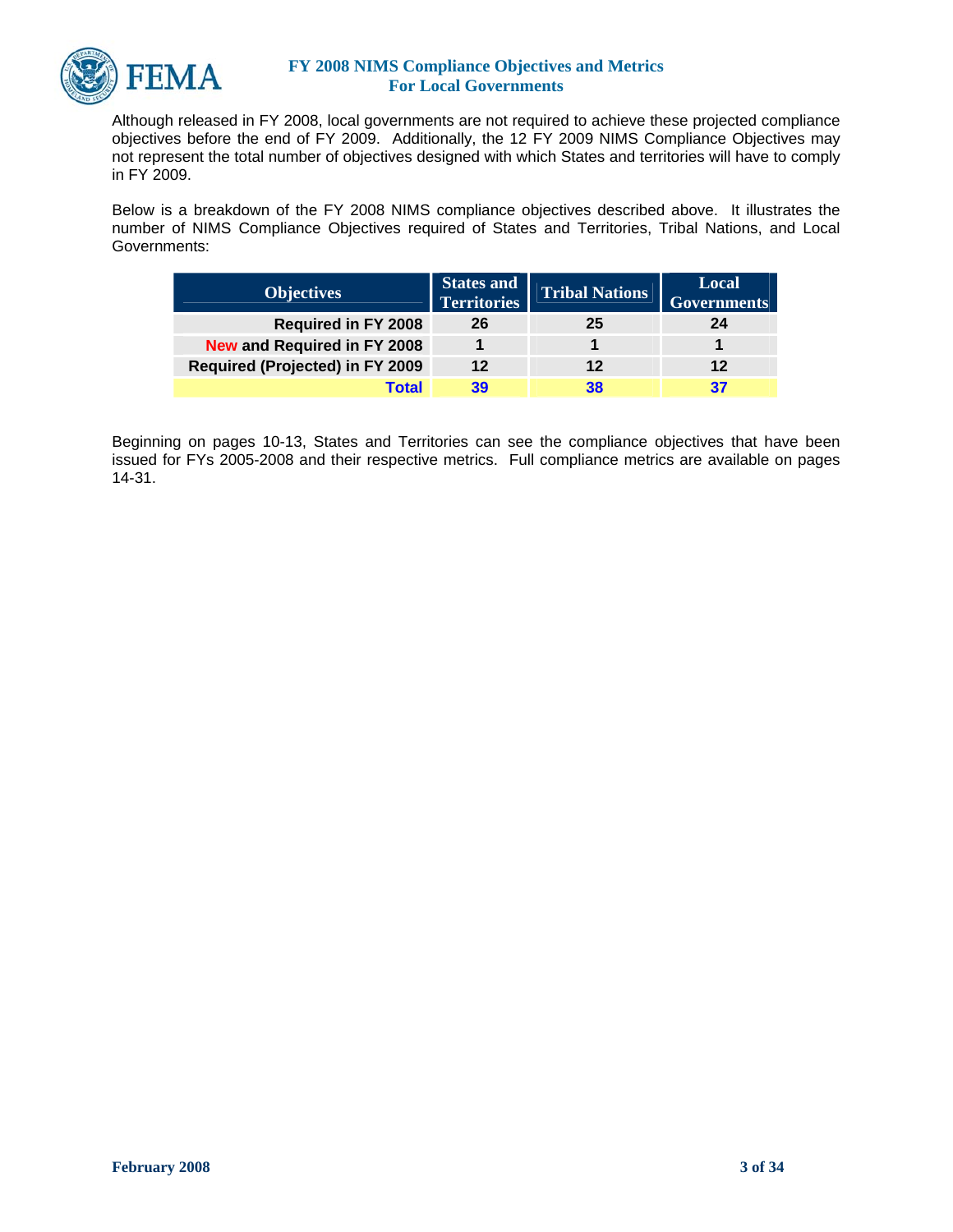Although released in FY 2008, local governments are not required to achieve these projected compliance objectives before the end of FY 2009. Additionally, the 12 FY 2009 NIMS Compliance Objectives may not represent the total number of objectives designed with which States and territories will have to comply in FY 2009.

Below is a breakdown of the FY 2008 NIMS compliance objectives described above. It illustrates the number of NIMS Compliance Objectives required of States and Territories, Tribal Nations, and Local Governments:

| Objectives | States and Territories | Tribal Nations | Local Governments |
|---|---|---|---|
| **Required in FY 2008** | **26** | **25** | **24** |
| **New and Required in FY 2008** | **1** | **1** | **1** |
| **Required (Projected) in FY 2009** | **12** | **12** | **12** |
| **Total** | **39** | **38** | **37** |

Beginning on pages 10-13, States and Territories can see the compliance objectives that have been issued for FYs 2005-2008 and their respective metrics. Full compliance metrics are available on pages 14-31.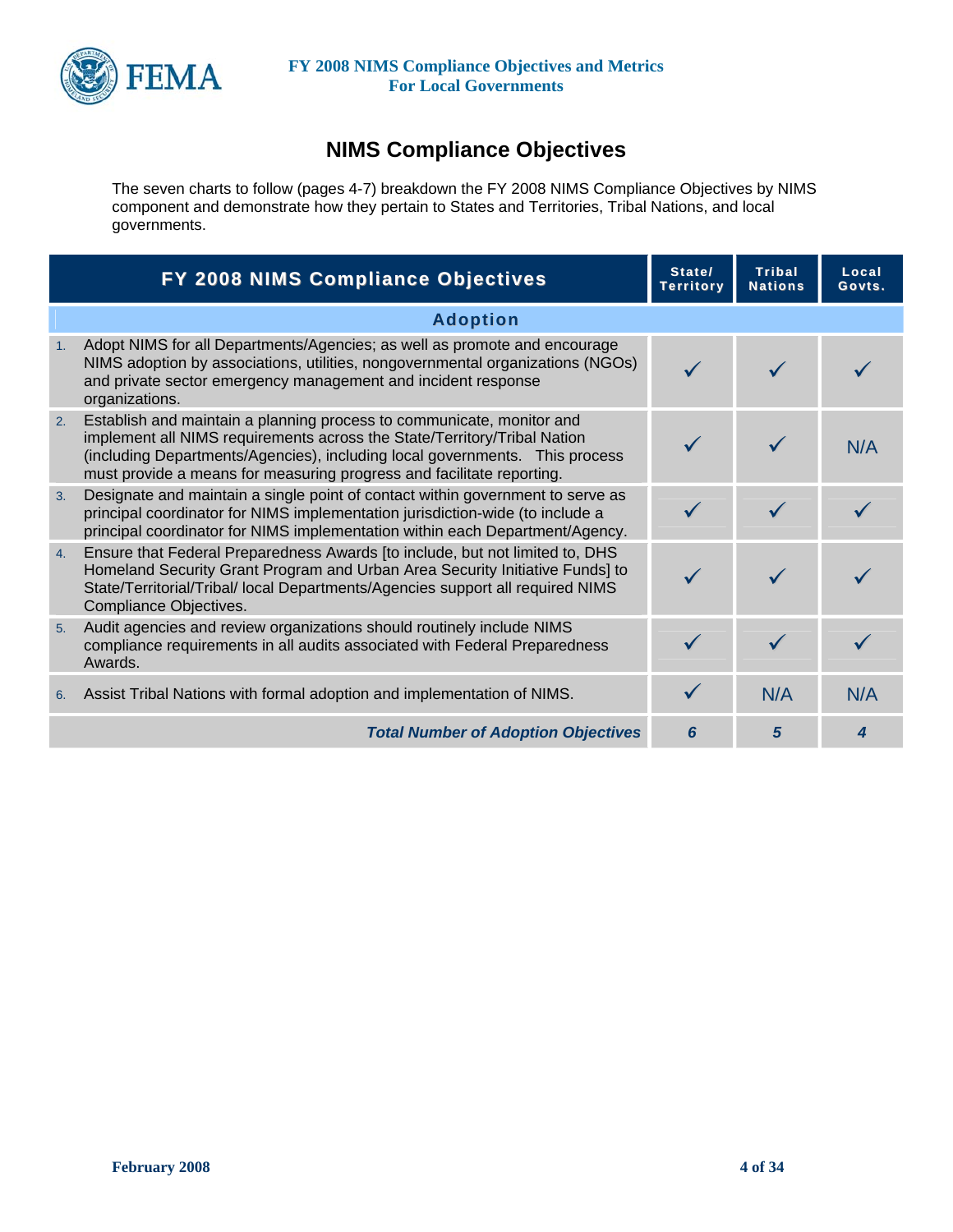# NIMS Compliance Objectives

The seven charts to follow (pages 4-7) breakdown the FY 2008 NIMS Compliance Objectives by NIMS component and demonstrate how they pertain to States and Territories, Tribal Nations, and local governments.

| FY 2008 NIMS Compliance Objectives | State/ Territory | Tribal Nations | Local Govts. |
|---|---|---|---|
| **Adoption** | | | |
| 1. Adopt NIMS for all Departments/Agencies; as well as promote and encourage NIMS adoption by associations, utilities, nongovernmental organizations (NGOs) and private sector emergency management and incident response organizations. | ✓ | ✓ | ✓ |
| 2. Establish and maintain a planning process to communicate, monitor and implement all NIMS requirements across the State/Territory/Tribal Nation (including Departments/Agencies), including local governments. This process must provide a means for measuring progress and facilitate reporting. | ✓ | ✓ | N/A |
| 3. Designate and maintain a single point of contact within government to serve as principal coordinator for NIMS implementation jurisdiction-wide (to include a principal coordinator for NIMS implementation within each Department/Agency. | ✓ | ✓ | ✓ |
| 4. Ensure that Federal Preparedness Awards [to include, but not limited to, DHS Homeland Security Grant Program and Urban Area Security Initiative Funds] to State/Territorial/Tribal/ local Departments/Agencies support all required NIMS Compliance Objectives. | ✓ | ✓ | ✓ |
| 5. Audit agencies and review organizations should routinely include NIMS compliance requirements in all audits associated with Federal Preparedness Awards. | ✓ | ✓ | ✓ |
| 6. Assist Tribal Nations with formal adoption and implementation of NIMS. | ✓ | N/A | N/A |
| ***Total Number of Adoption Objectives*** | ***6*** | ***5*** | ***4*** |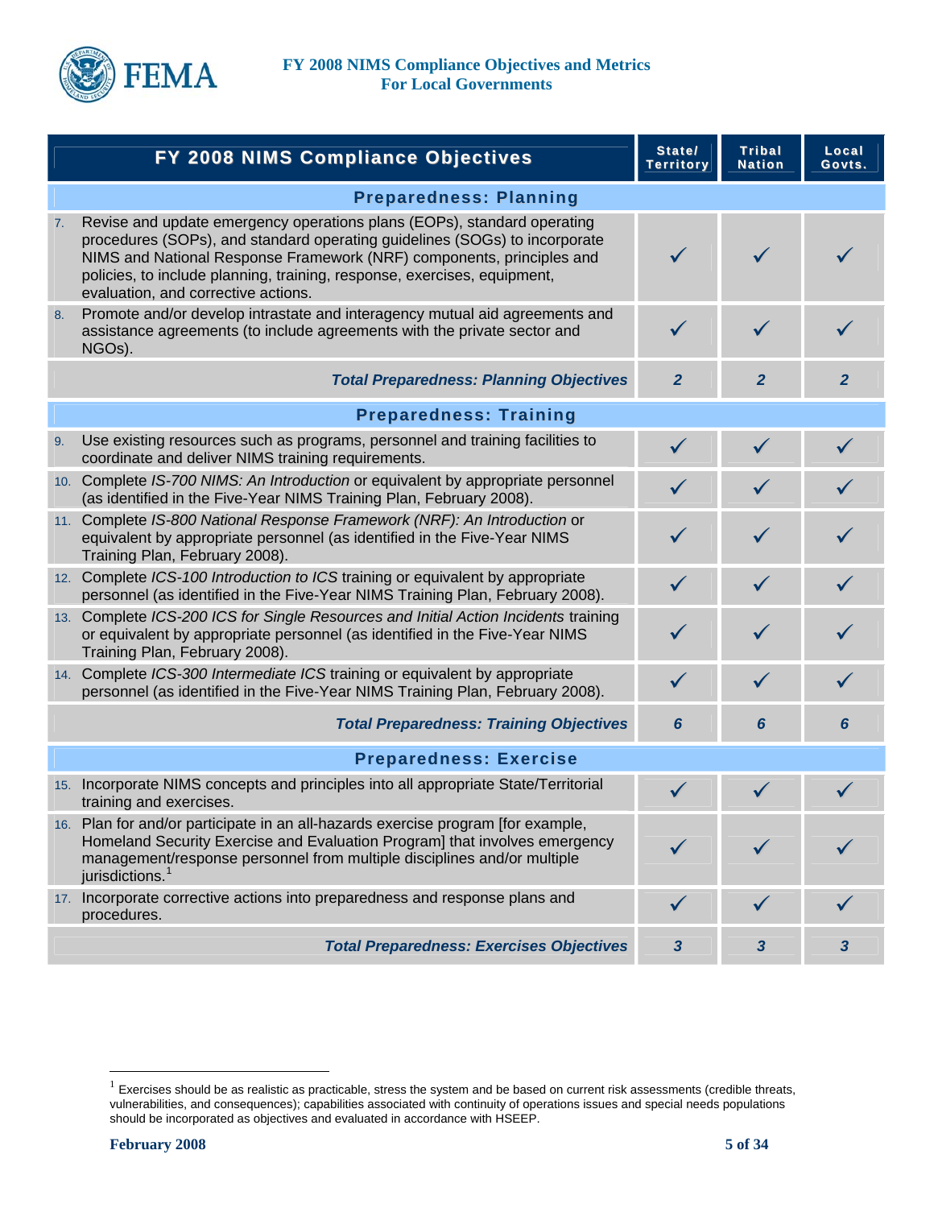| FY 2008 NIMS Compliance Objectives | State/ Territory | Tribal Nation | Local Govts. |
|---|---|---|---|
| **Preparedness: Planning** | | | |
| 7. Revise and update emergency operations plans (EOPs), standard operating procedures (SOPs), and standard operating guidelines (SOGs) to incorporate NIMS and National Response Framework (NRF) components, principles and policies, to include planning, training, response, exercises, equipment, evaluation, and corrective actions. | ✓ | ✓ | ✓ |
| 8. Promote and/or develop intrastate and interagency mutual aid agreements and assistance agreements (to include agreements with the private sector and NGOs). | ✓ | ✓ | ✓ |
| ***Total Preparedness: Planning Objectives*** | ***2*** | ***2*** | ***2*** |
| **Preparedness: Training** | | | |
| 9. Use existing resources such as programs, personnel and training facilities to coordinate and deliver NIMS training requirements. | ✓ | ✓ | ✓ |
| 10. Complete *IS-700 NIMS: An Introduction* or equivalent by appropriate personnel (as identified in the Five-Year NIMS Training Plan, February 2008). | ✓ | ✓ | ✓ |
| 11. Complete *IS-800 National Response Framework (NRF): An Introduction* or equivalent by appropriate personnel (as identified in the Five-Year NIMS Training Plan, February 2008). | ✓ | ✓ | ✓ |
| 12. Complete *ICS-100 Introduction to ICS* training or equivalent by appropriate personnel (as identified in the Five-Year NIMS Training Plan, February 2008). | ✓ | ✓ | ✓ |
| 13. Complete *ICS-200 ICS for Single Resources and Initial Action Incidents* training or equivalent by appropriate personnel (as identified in the Five-Year NIMS Training Plan, February 2008). | ✓ | ✓ | ✓ |
| 14. Complete *ICS-300 Intermediate ICS* training or equivalent by appropriate personnel (as identified in the Five-Year NIMS Training Plan, February 2008). | ✓ | ✓ | ✓ |
| ***Total Preparedness: Training Objectives*** | ***6*** | ***6*** | ***6*** |
| **Preparedness: Exercise** | | | |
| 15. Incorporate NIMS concepts and principles into all appropriate State/Territorial training and exercises. | ✓ | ✓ | ✓ |
| 16. Plan for and/or participate in an all-hazards exercise program [for example, Homeland Security Exercise and Evaluation Program] that involves emergency management/response personnel from multiple disciplines and/or multiple jurisdictions.[1] | ✓ | ✓ | ✓ |
| 17. Incorporate corrective actions into preparedness and response plans and procedures. | ✓ | ✓ | ✓ |
| ***Total Preparedness: Exercises Objectives*** | ***3*** | ***3*** | ***3*** |

[1] Exercises should be as realistic as practicable, stress the system and be based on current risk assessments (credible threats, vulnerabilities, and consequences); capabilities associated with continuity of operations issues and special needs populations should be incorporated as objectives and evaluated in accordance with HSEEP.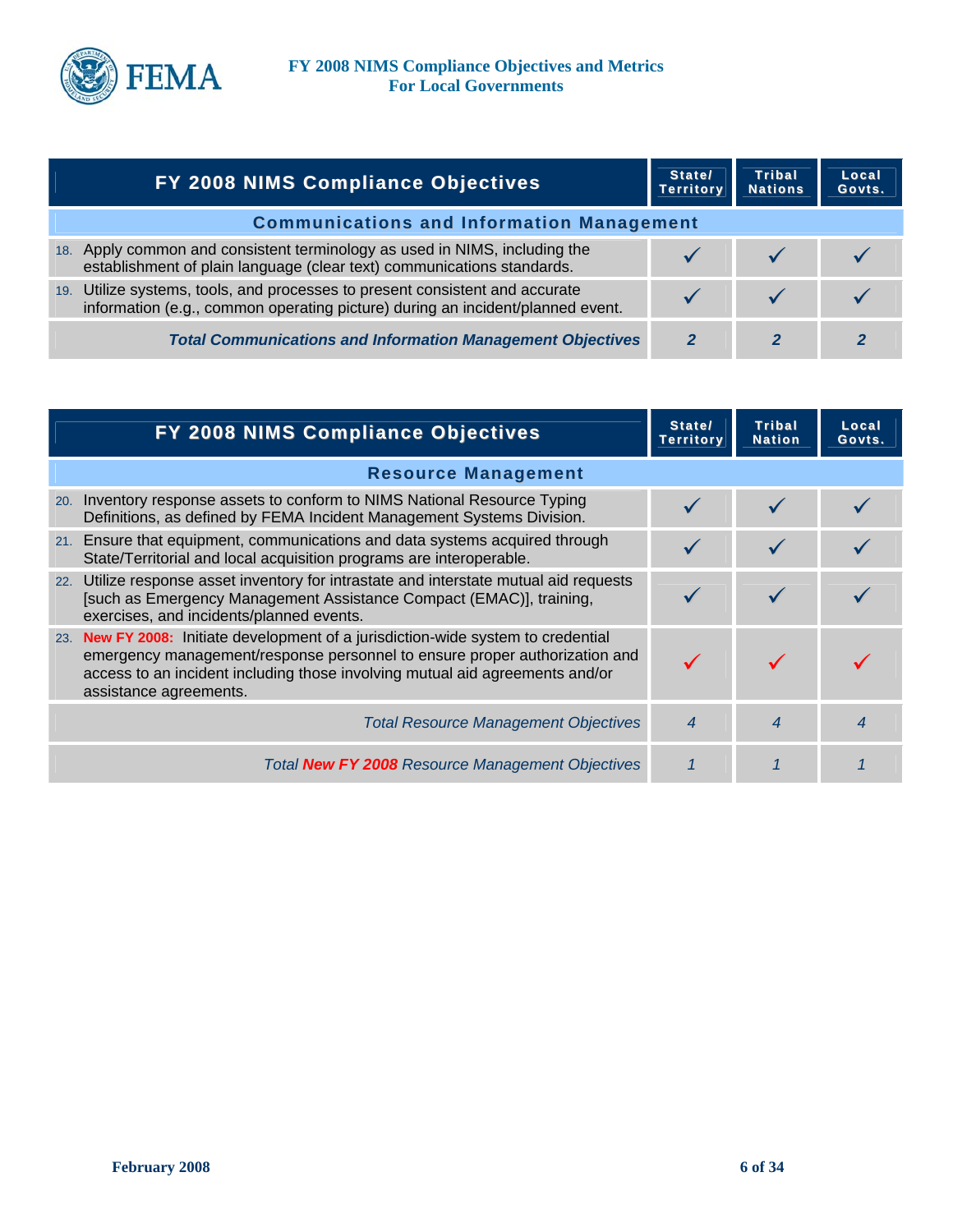| FY 2008 NIMS Compliance Objectives | State/ Territory | Tribal Nations | Local Govts. |
|---|---|---|---|
| **Communications and Information Management** | | | |
| 18. Apply common and consistent terminology as used in NIMS, including the establishment of plain language (clear text) communications standards. | ✓ | ✓ | ✓ |
| 19. Utilize systems, tools, and processes to present consistent and accurate information (e.g., common operating picture) during an incident/planned event. | ✓ | ✓ | ✓ |
| ***Total Communications and Information Management Objectives*** | ***2*** | ***2*** | ***2*** |

| FY 2008 NIMS Compliance Objectives | State/ Territory | Tribal Nation | Local Govts. |
|---|---|---|---|
| **Resource Management** | | | |
| 20. Inventory response assets to conform to NIMS National Resource Typing Definitions, as defined by FEMA Incident Management Systems Division. | ✓ | ✓ | ✓ |
| 21. Ensure that equipment, communications and data systems acquired through State/Territorial and local acquisition programs are interoperable. | ✓ | ✓ | ✓ |
| 22. Utilize response asset inventory for intrastate and interstate mutual aid requests [such as Emergency Management Assistance Compact (EMAC)], training, exercises, and incidents/planned events. | ✓ | ✓ | ✓ |
| 23. **New FY 2008:** Initiate development of a jurisdiction-wide system to credential emergency management/response personnel to ensure proper authorization and access to an incident including those involving mutual aid agreements and/or assistance agreements. | ✓ | ✓ | ✓ |
| *Total Resource Management Objectives* | *4* | *4* | *4* |
| *Total **New FY 2008** Resource Management Objectives* | *1* | *1* | *1* |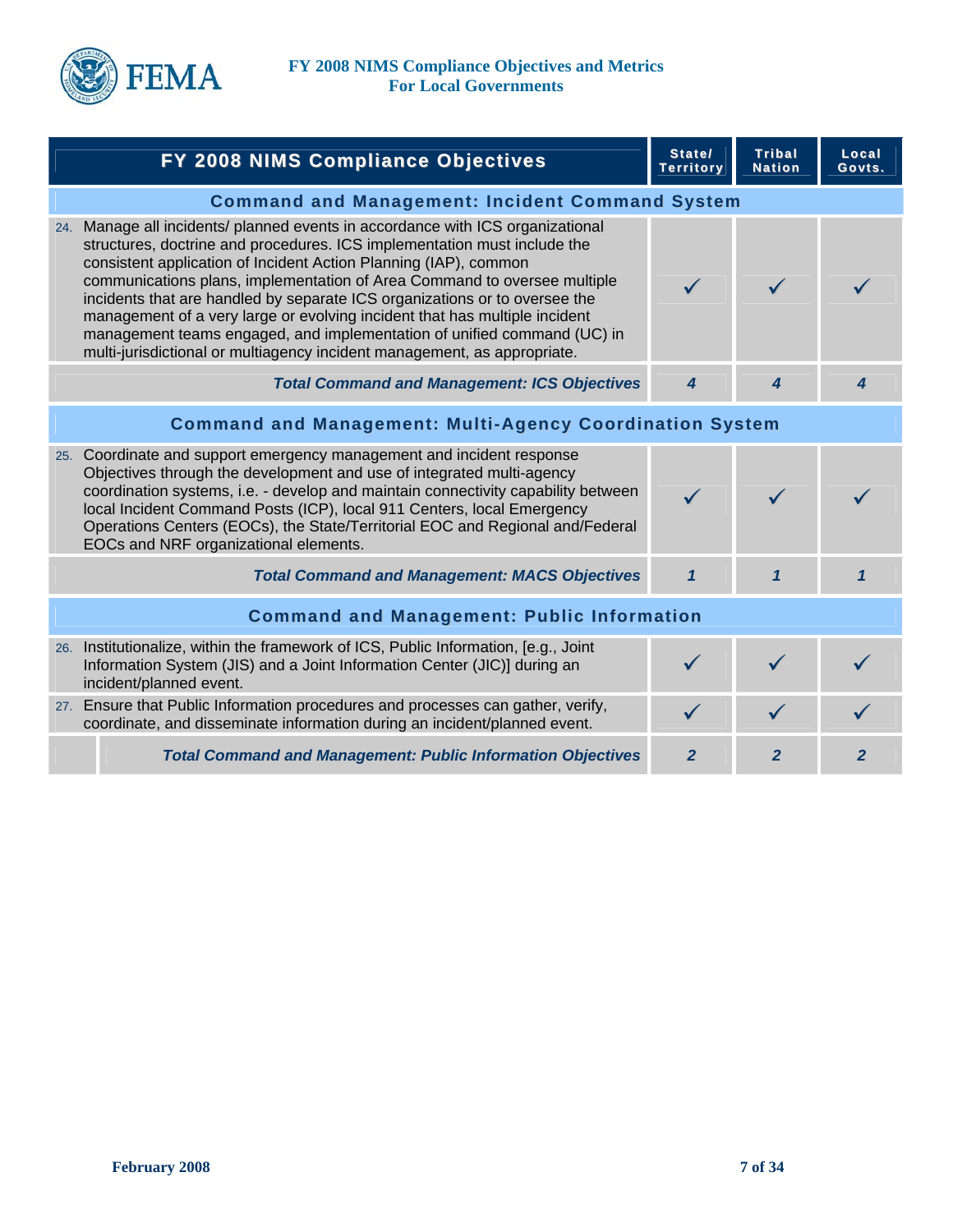| FY 2008 NIMS Compliance Objectives | State/ Territory | Tribal Nation | Local Govts. |
|---|---|---|---|
| **Command and Management: Incident Command System** | | | |
| 24. Manage all incidents/ planned events in accordance with ICS organizational structures, doctrine and procedures. ICS implementation must include the consistent application of Incident Action Planning (IAP), common communications plans, implementation of Area Command to oversee multiple incidents that are handled by separate ICS organizations or to oversee the management of a very large or evolving incident that has multiple incident management teams engaged, and implementation of unified command (UC) in multi-jurisdictional or multiagency incident management, as appropriate. | ✓ | ✓ | ✓ |
| ***Total Command and Management: ICS Objectives*** | ***4*** | ***4*** | ***4*** |
| **Command and Management: Multi-Agency Coordination System** | | | |
| 25. Coordinate and support emergency management and incident response Objectives through the development and use of integrated multi-agency coordination systems, i.e. - develop and maintain connectivity capability between local Incident Command Posts (ICP), local 911 Centers, local Emergency Operations Centers (EOCs), the State/Territorial EOC and Regional and/Federal EOCs and NRF organizational elements. | ✓ | ✓ | ✓ |
| ***Total Command and Management: MACS Objectives*** | ***1*** | ***1*** | ***1*** |
| **Command and Management: Public Information** | | | |
| 26. Institutionalize, within the framework of ICS, Public Information, [e.g., Joint Information System (JIS) and a Joint Information Center (JIC)] during an incident/planned event. | ✓ | ✓ | ✓ |
| 27. Ensure that Public Information procedures and processes can gather, verify, coordinate, and disseminate information during an incident/planned event. | ✓ | ✓ | ✓ |
| ***Total Command and Management: Public Information Objectives*** | ***2*** | ***2*** | ***2*** |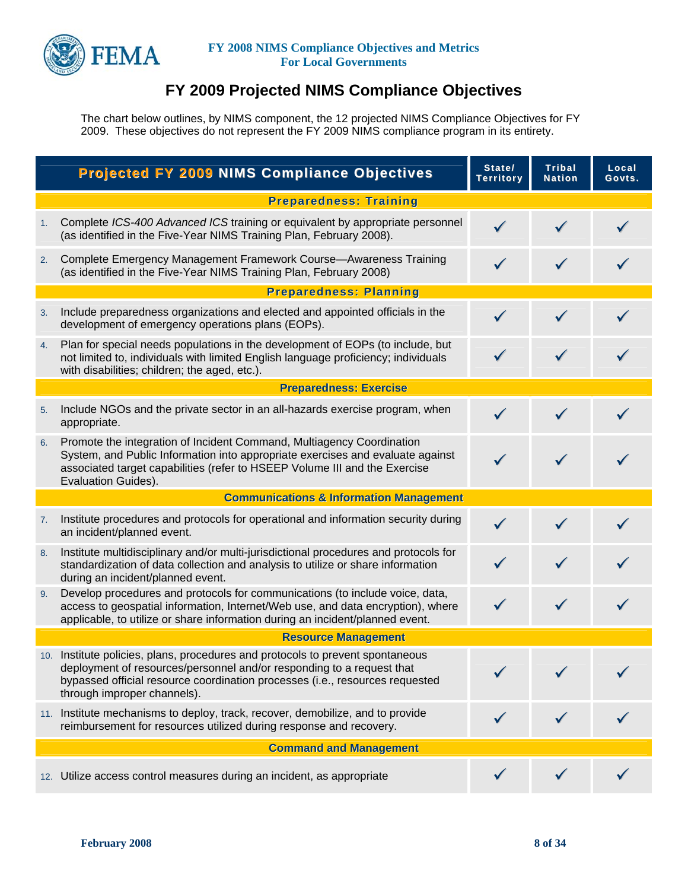# FY 2009 Projected NIMS Compliance Objectives

The chart below outlines, by NIMS component, the 12 projected NIMS Compliance Objectives for FY 2009. These objectives do not represent the FY 2009 NIMS compliance program in its entirety.

| Projected FY 2009 NIMS Compliance Objectives | State/ Territory | Tribal Nation | Local Govts. |
|---|---|---|---|
| **Preparedness: Training** | | | |
| 1. Complete *ICS-400 Advanced ICS* training or equivalent by appropriate personnel (as identified in the Five-Year NIMS Training Plan, February 2008). | ✓ | ✓ | ✓ |
| 2. Complete Emergency Management Framework Course—Awareness Training (as identified in the Five-Year NIMS Training Plan, February 2008) | ✓ | ✓ | ✓ |
| **Preparedness: Planning** | | | |
| 3. Include preparedness organizations and elected and appointed officials in the development of emergency operations plans (EOPs). | ✓ | ✓ | ✓ |
| 4. Plan for special needs populations in the development of EOPs (to include, but not limited to, individuals with limited English language proficiency; individuals with disabilities; children; the aged, etc.). | ✓ | ✓ | ✓ |
| **Preparedness: Exercise** | | | |
| 5. Include NGOs and the private sector in an all-hazards exercise program, when appropriate. | ✓ | ✓ | ✓ |
| 6. Promote the integration of Incident Command, Multiagency Coordination System, and Public Information into appropriate exercises and evaluate against associated target capabilities (refer to HSEEP Volume III and the Exercise Evaluation Guides). | ✓ | ✓ | ✓ |
| **Communications & Information Management** | | | |
| 7. Institute procedures and protocols for operational and information security during an incident/planned event. | ✓ | ✓ | ✓ |
| 8. Institute multidisciplinary and/or multi-jurisdictional procedures and protocols for standardization of data collection and analysis to utilize or share information during an incident/planned event. | ✓ | ✓ | ✓ |
| 9. Develop procedures and protocols for communications (to include voice, data, access to geospatial information, Internet/Web use, and data encryption), where applicable, to utilize or share information during an incident/planned event. | ✓ | ✓ | ✓ |
| **Resource Management** | | | |
| 10. Institute policies, plans, procedures and protocols to prevent spontaneous deployment of resources/personnel and/or responding to a request that bypassed official resource coordination processes (i.e., resources requested through improper channels). | ✓ | ✓ | ✓ |
| 11. Institute mechanisms to deploy, track, recover, demobilize, and to provide reimbursement for resources utilized during response and recovery. | ✓ | ✓ | ✓ |
| **Command and Management** | | | |
| 12. Utilize access control measures during an incident, as appropriate | ✓ | ✓ | ✓ |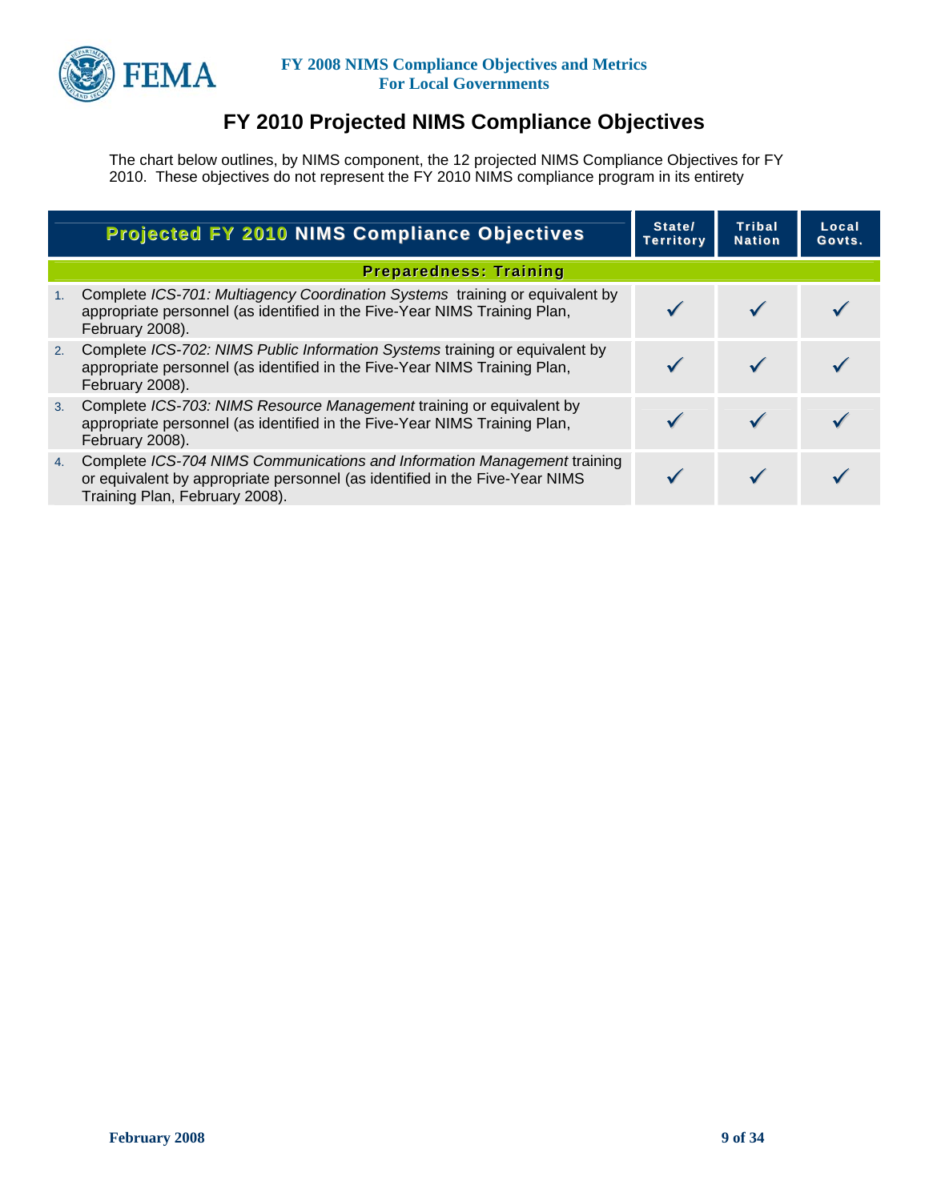# FY 2010 Projected NIMS Compliance Objectives

The chart below outlines, by NIMS component, the 12 projected NIMS Compliance Objectives for FY 2010. These objectives do not represent the FY 2010 NIMS compliance program in its entirety

| Projected FY 2010 NIMS Compliance Objectives | State/ Territory | Tribal Nation | Local Govts. |
|---|---|---|---|
| **Preparedness: Training** | | | |
| 1. Complete *ICS-701: Multiagency Coordination Systems* training or equivalent by appropriate personnel (as identified in the Five-Year NIMS Training Plan, February 2008). | ✓ | ✓ | ✓ |
| 2. Complete *ICS-702: NIMS Public Information Systems* training or equivalent by appropriate personnel (as identified in the Five-Year NIMS Training Plan, February 2008). | ✓ | ✓ | ✓ |
| 3. Complete *ICS-703: NIMS Resource Management* training or equivalent by appropriate personnel (as identified in the Five-Year NIMS Training Plan, February 2008). | ✓ | ✓ | ✓ |
| 4. Complete *ICS-704 NIMS Communications and Information Management* training or equivalent by appropriate personnel (as identified in the Five-Year NIMS Training Plan, February 2008). | ✓ | ✓ | ✓ |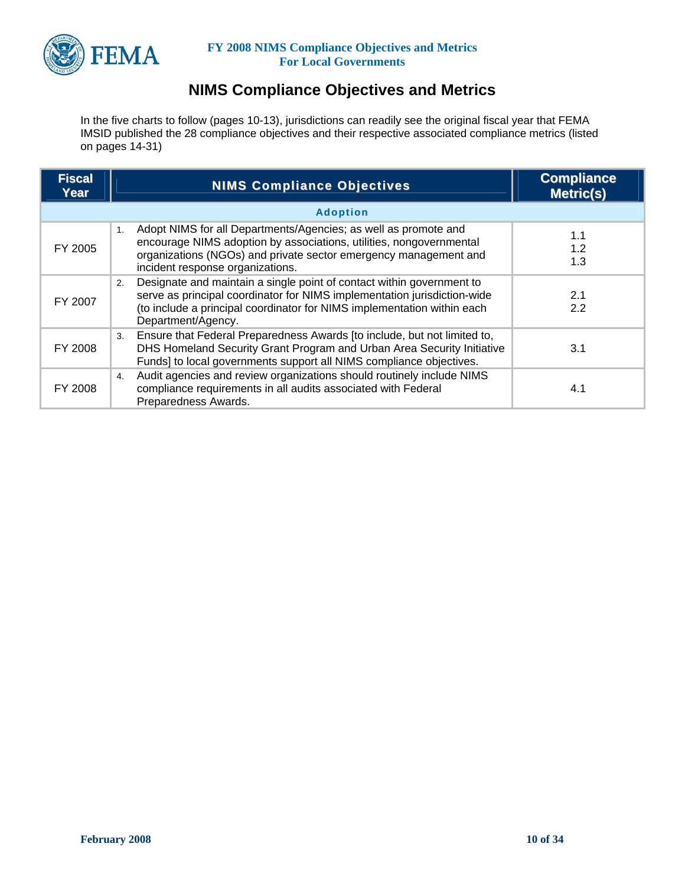# NIMS Compliance Objectives and Metrics

In the five charts to follow (pages 10-13), jurisdictions can readily see the original fiscal year that FEMA IMSID published the 28 compliance objectives and their respective associated compliance metrics (listed on pages 14-31)

| Fiscal Year | NIMS Compliance Objectives | Compliance Metric(s) |
|---|---|---|
| | **Adoption** | |
| FY 2005 | 1. Adopt NIMS for all Departments/Agencies; as well as promote and encourage NIMS adoption by associations, utilities, nongovernmental organizations (NGOs) and private sector emergency management and incident response organizations. | 1.1<br>1.2<br>1.3 |
| FY 2007 | 2. Designate and maintain a single point of contact within government to serve as principal coordinator for NIMS implementation jurisdiction-wide (to include a principal coordinator for NIMS implementation within each Department/Agency. | 2.1<br>2.2 |
| FY 2008 | 3. Ensure that Federal Preparedness Awards [to include, but not limited to, DHS Homeland Security Grant Program and Urban Area Security Initiative Funds] to local governments support all NIMS compliance objectives. | 3.1 |
| FY 2008 | 4. Audit agencies and review organizations should routinely include NIMS compliance requirements in all audits associated with Federal Preparedness Awards. | 4.1 |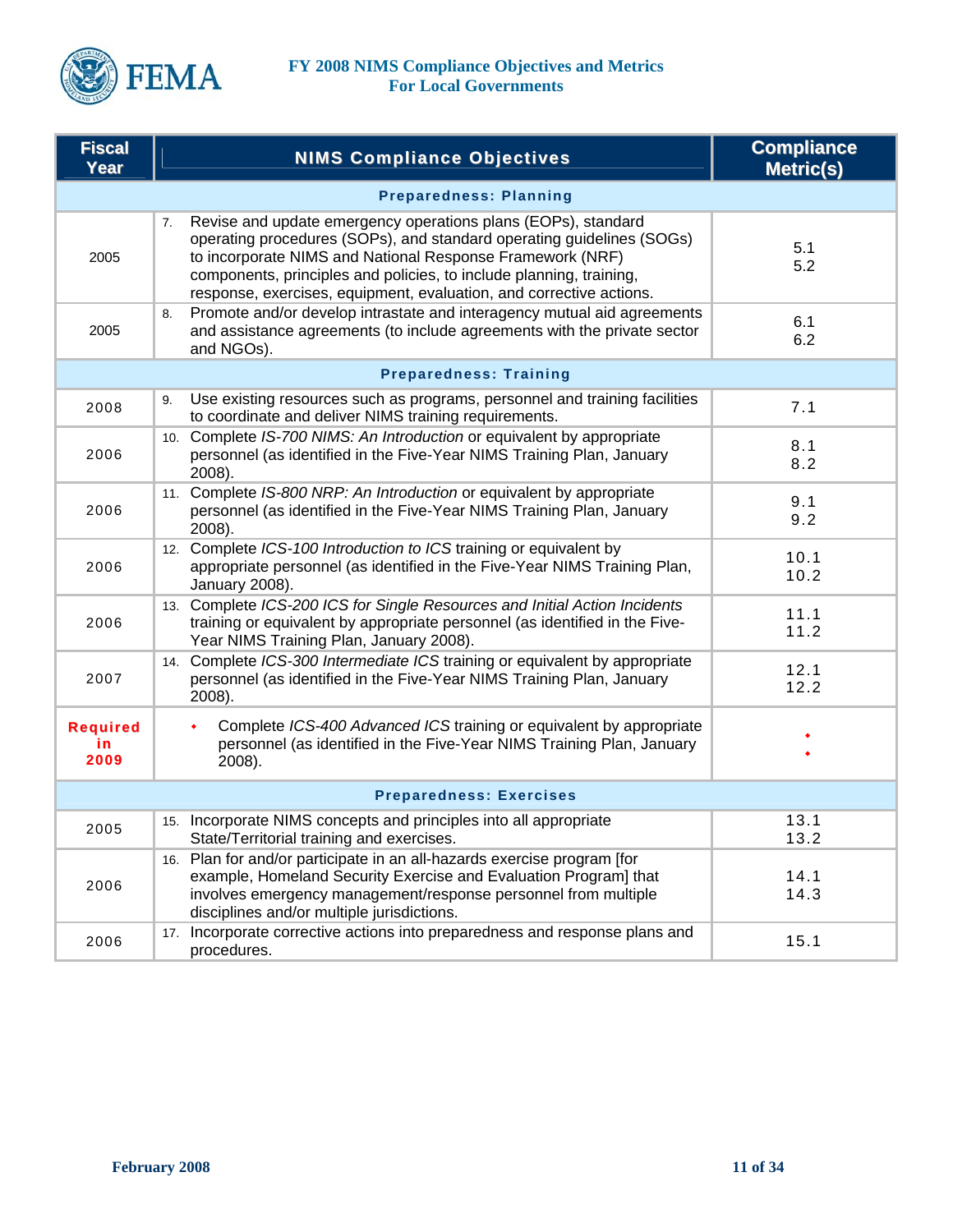| Fiscal Year | NIMS Compliance Objectives | Compliance Metric(s) |
|---|---|---|
| | **Preparedness: Planning** | |
| 2005 | 7. Revise and update emergency operations plans (EOPs), standard operating procedures (SOPs), and standard operating guidelines (SOGs) to incorporate NIMS and National Response Framework (NRF) components, principles and policies, to include planning, training, response, exercises, equipment, evaluation, and corrective actions. | 5.1<br>5.2 |
| 2005 | 8. Promote and/or develop intrastate and interagency mutual aid agreements and assistance agreements (to include agreements with the private sector and NGOs). | 6.1<br>6.2 |
| | **Preparedness: Training** | |
| 2008 | 9. Use existing resources such as programs, personnel and training facilities to coordinate and deliver NIMS training requirements. | 7.1 |
| 2006 | 10. Complete *IS-700 NIMS: An Introduction* or equivalent by appropriate personnel (as identified in the Five-Year NIMS Training Plan, January 2008). | 8.1<br>8.2 |
| 2006 | 11. Complete *IS-800 NRP: An Introduction* or equivalent by appropriate personnel (as identified in the Five-Year NIMS Training Plan, January 2008). | 9.1<br>9.2 |
| 2006 | 12. Complete *ICS-100 Introduction to ICS* training or equivalent by appropriate personnel (as identified in the Five-Year NIMS Training Plan, January 2008). | 10.1<br>10.2 |
| 2006 | 13. Complete *ICS-200 ICS for Single Resources and Initial Action Incidents* training or equivalent by appropriate personnel (as identified in the Five-Year NIMS Training Plan, January 2008). | 11.1<br>11.2 |
| 2007 | 14. Complete *ICS-300 Intermediate ICS* training or equivalent by appropriate personnel (as identified in the Five-Year NIMS Training Plan, January 2008). | 12.1<br>12.2 |
| **Required in 2009** | • Complete *ICS-400 Advanced ICS* training or equivalent by appropriate personnel (as identified in the Five-Year NIMS Training Plan, January 2008). | •<br>• |
| | **Preparedness: Exercises** | |
| 2005 | 15. Incorporate NIMS concepts and principles into all appropriate State/Territorial training and exercises. | 13.1<br>13.2 |
| 2006 | 16. Plan for and/or participate in an all-hazards exercise program [for example, Homeland Security Exercise and Evaluation Program] that involves emergency management/response personnel from multiple disciplines and/or multiple jurisdictions. | 14.1<br>14.3 |
| 2006 | 17. Incorporate corrective actions into preparedness and response plans and procedures. | 15.1 |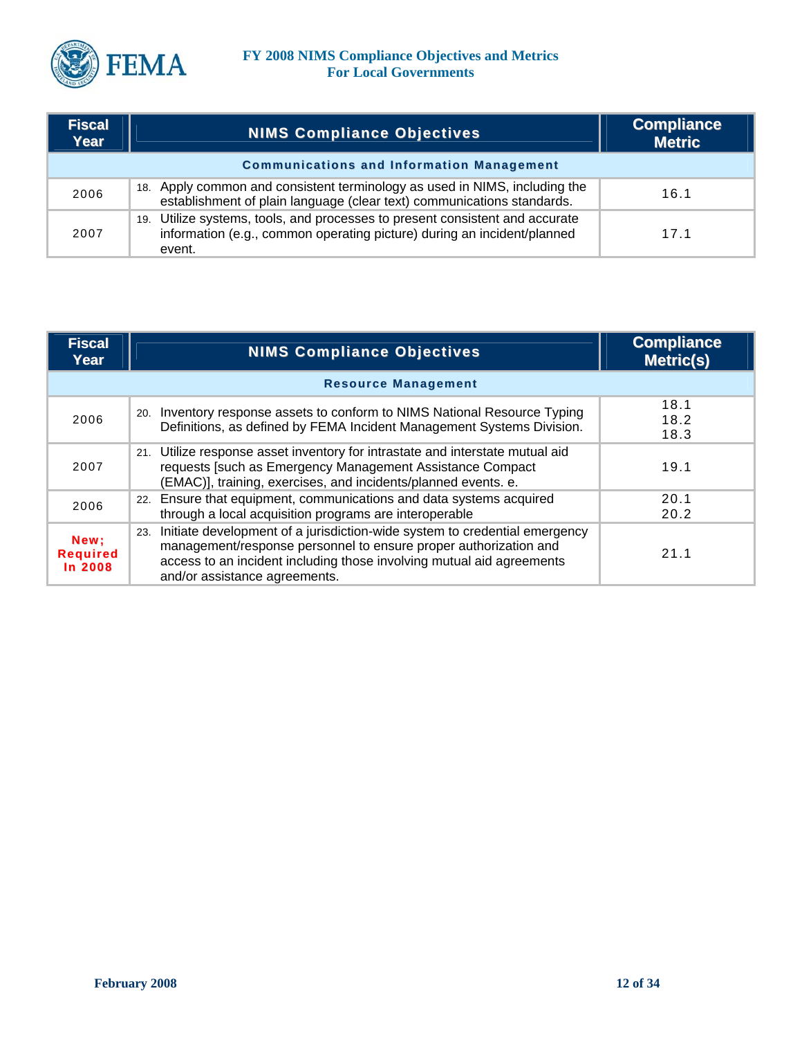| Fiscal Year | NIMS Compliance Objectives | Compliance Metric |
|---|---|---|
| | **Communications and Information Management** | |
| 2006 | 18. Apply common and consistent terminology as used in NIMS, including the establishment of plain language (clear text) communications standards. | 16.1 |
| 2007 | 19. Utilize systems, tools, and processes to present consistent and accurate information (e.g., common operating picture) during an incident/planned event. | 17.1 |

| Fiscal Year | NIMS Compliance Objectives | Compliance Metric(s) |
|---|---|---|
| | **Resource Management** | |
| 2006 | 20. Inventory response assets to conform to NIMS National Resource Typing Definitions, as defined by FEMA Incident Management Systems Division. | 18.1<br>18.2<br>18.3 |
| 2007 | 21. Utilize response asset inventory for intrastate and interstate mutual aid requests [such as Emergency Management Assistance Compact (EMAC)], training, exercises, and incidents/planned events. e. | 19.1 |
| 2006 | 22. Ensure that equipment, communications and data systems acquired through a local acquisition programs are interoperable | 20.1<br>20.2 |
| **New; Required In 2008** | 23. Initiate development of a jurisdiction-wide system to credential emergency management/response personnel to ensure proper authorization and access to an incident including those involving mutual aid agreements and/or assistance agreements. | 21.1 |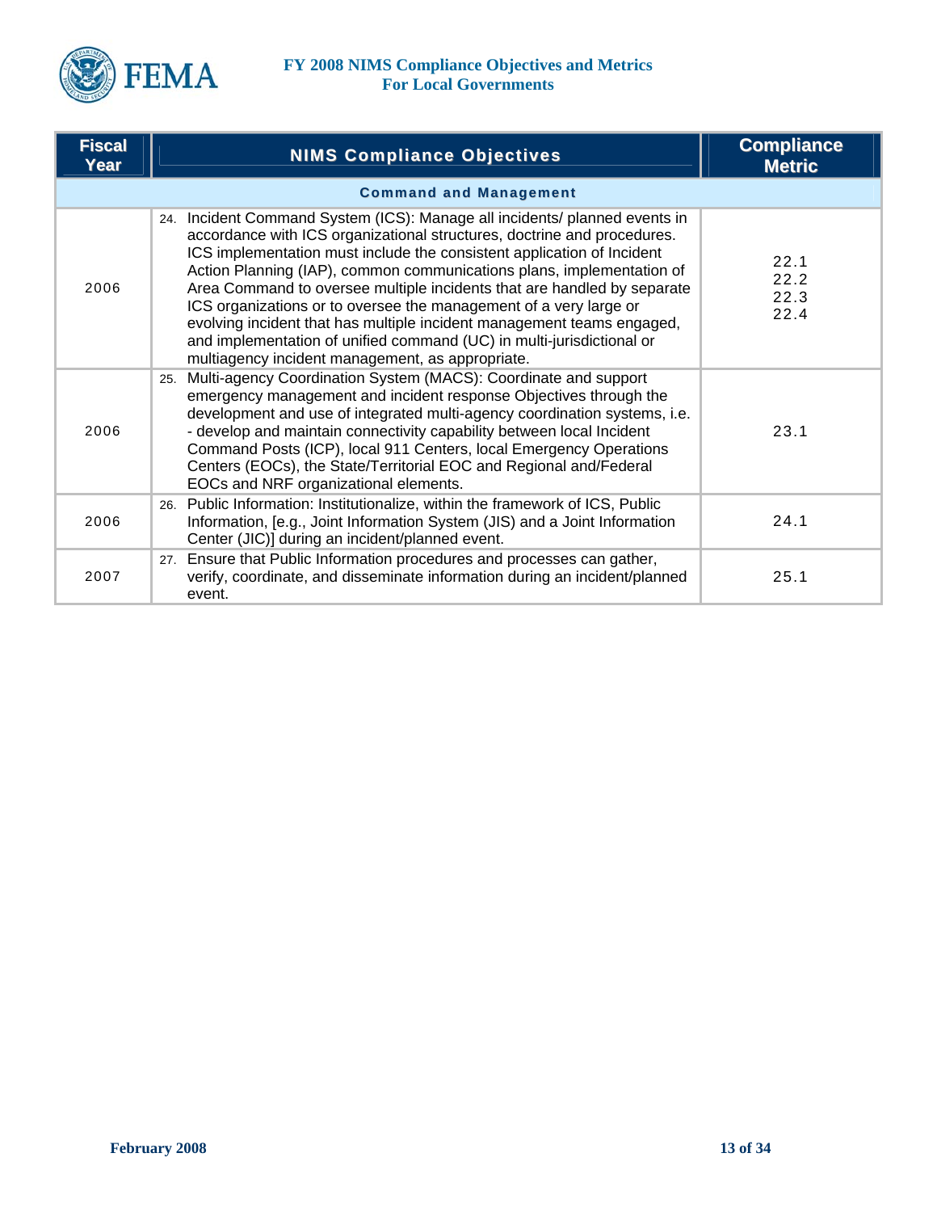| Fiscal Year | NIMS Compliance Objectives | Compliance Metric |
|---|---|---|
| | **Command and Management** | |
| 2006 | 24. Incident Command System (ICS): Manage all incidents/ planned events in accordance with ICS organizational structures, doctrine and procedures. ICS implementation must include the consistent application of Incident Action Planning (IAP), common communications plans, implementation of Area Command to oversee multiple incidents that are handled by separate ICS organizations or to oversee the management of a very large or evolving incident that has multiple incident management teams engaged, and implementation of unified command (UC) in multi-jurisdictional or multiagency incident management, as appropriate. | 22.1<br>22.2<br>22.3<br>22.4 |
| 2006 | 25. Multi-agency Coordination System (MACS): Coordinate and support emergency management and incident response Objectives through the development and use of integrated multi-agency coordination systems, i.e. - develop and maintain connectivity capability between local Incident Command Posts (ICP), local 911 Centers, local Emergency Operations Centers (EOCs), the State/Territorial EOC and Regional and/Federal EOCs and NRF organizational elements. | 23.1 |
| 2006 | 26. Public Information: Institutionalize, within the framework of ICS, Public Information, [e.g., Joint Information System (JIS) and a Joint Information Center (JIC)] during an incident/planned event. | 24.1 |
| 2007 | 27. Ensure that Public Information procedures and processes can gather, verify, coordinate, and disseminate information during an incident/planned event. | 25.1 |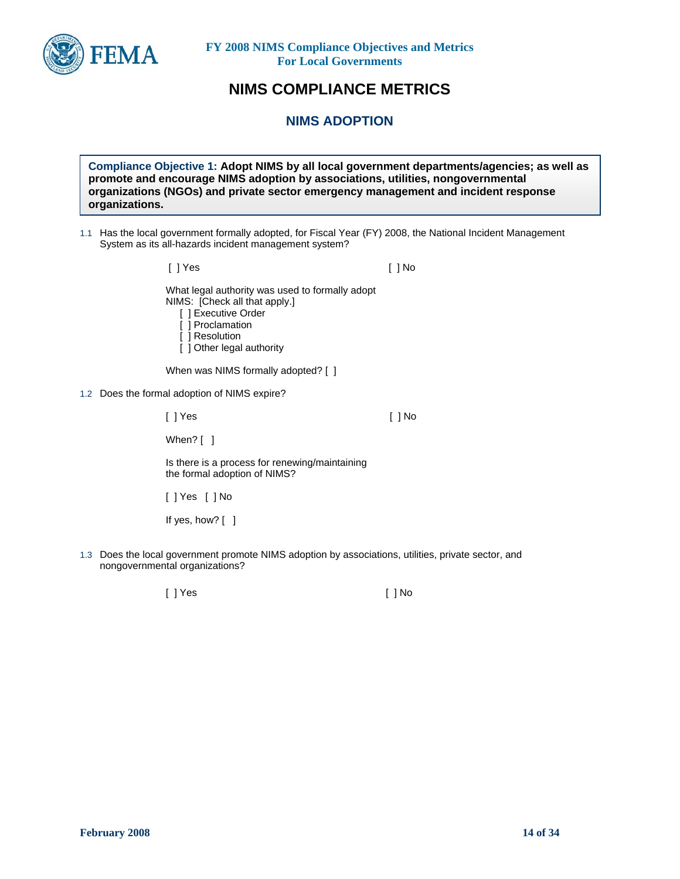# NIMS COMPLIANCE METRICS

## NIMS ADOPTION

**Compliance Objective 1: Adopt NIMS by all local government departments/agencies; as well as promote and encourage NIMS adoption by associations, utilities, nongovernmental organizations (NGOs) and private sector emergency management and incident response organizations.**

1.1 Has the local government formally adopted, for Fiscal Year (FY) 2008, the National Incident Management System as its all-hazards incident management system?

[ ] Yes [ ] No

What legal authority was used to formally adopt NIMS: [Check all that apply.]

- [ ] Executive Order
- [ ] Proclamation
- [ ] Resolution
- [ ] Other legal authority

When was NIMS formally adopted? [ ]

1.2 Does the formal adoption of NIMS expire?

[ ] Yes [ ] No

When? [ ]

Is there is a process for renewing/maintaining the formal adoption of NIMS?

[ ] Yes [ ] No

If yes, how? [ ]

1.3 Does the local government promote NIMS adoption by associations, utilities, private sector, and nongovernmental organizations?

[ ] Yes [ ] No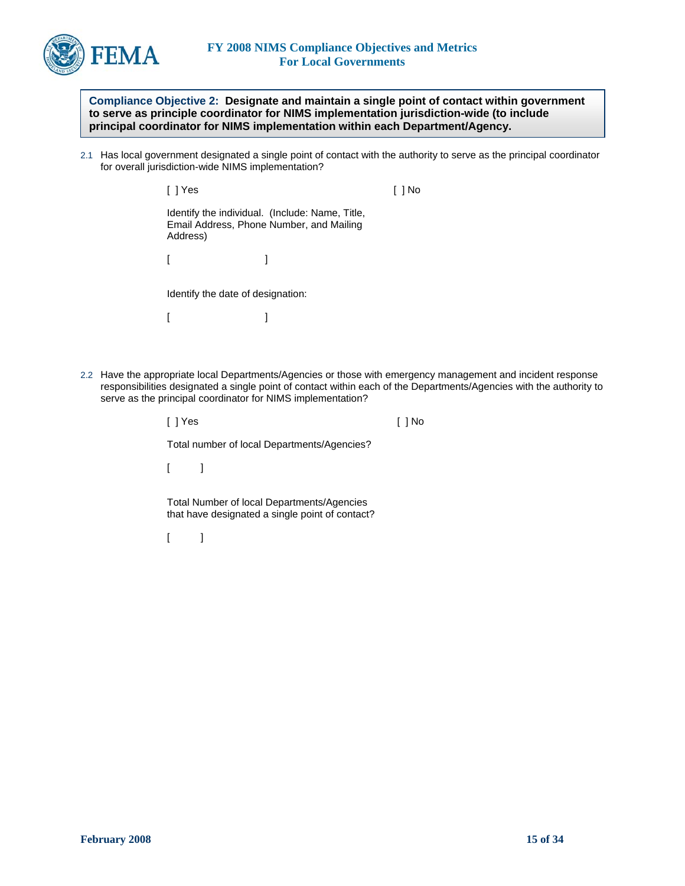**Compliance Objective 2: Designate and maintain a single point of contact within government to serve as principle coordinator for NIMS implementation jurisdiction-wide (to include principal coordinator for NIMS implementation within each Department/Agency.**

2.1 Has local government designated a single point of contact with the authority to serve as the principal coordinator for overall jurisdiction-wide NIMS implementation?

[ ] Yes　　　　　　　　　　　　[ ] No

Identify the individual. (Include: Name, Title, Email Address, Phone Number, and Mailing Address)

[ ]

Identify the date of designation:

[ ]

2.2 Have the appropriate local Departments/Agencies or those with emergency management and incident response responsibilities designated a single point of contact within each of the Departments/Agencies with the authority to serve as the principal coordinator for NIMS implementation?

[ ] Yes　　　　　　　　　　　　[ ] No

Total number of local Departments/Agencies?

[ ]

Total Number of local Departments/Agencies that have designated a single point of contact?

[ ]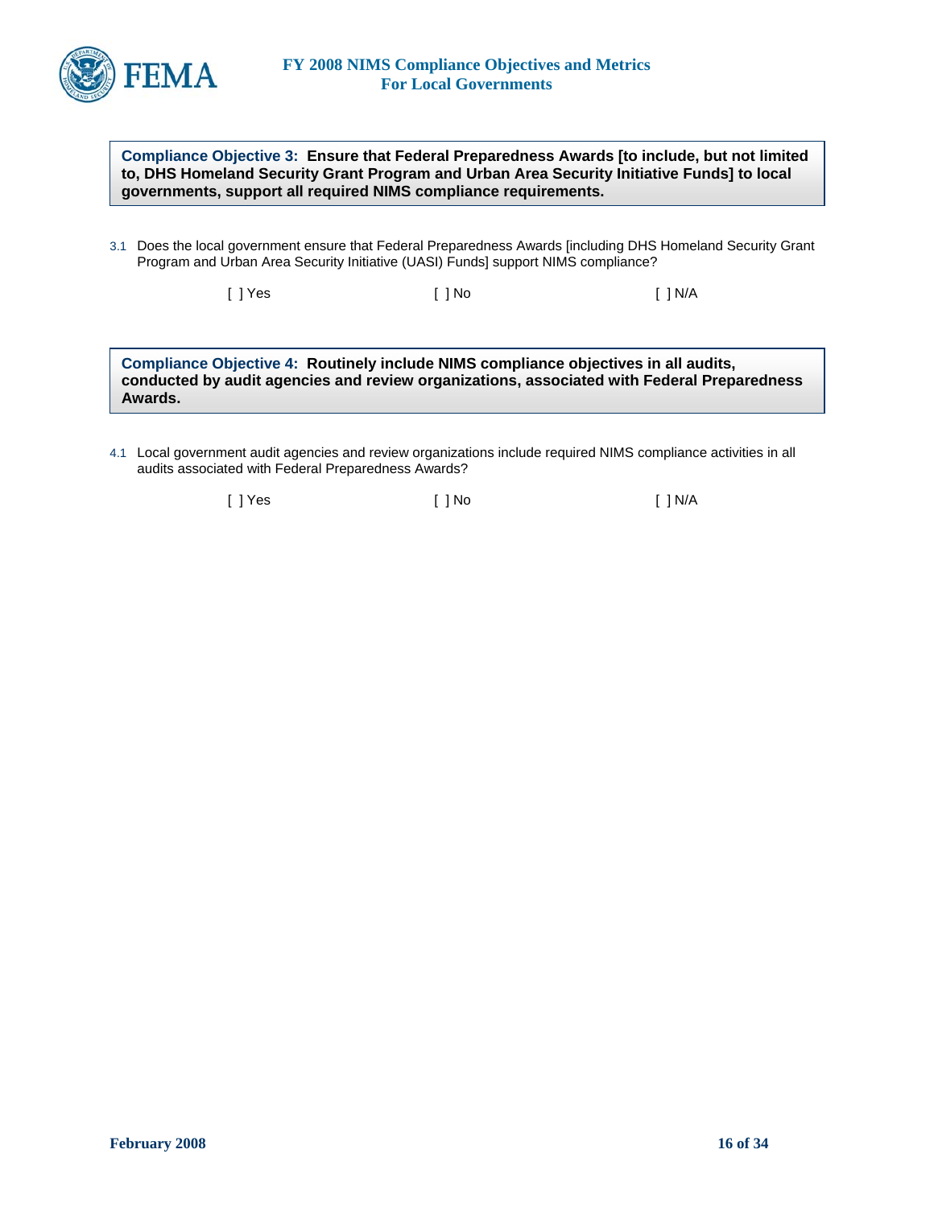**Compliance Objective 3: Ensure that Federal Preparedness Awards [to include, but not limited to, DHS Homeland Security Grant Program and Urban Area Security Initiative Funds] to local governments, support all required NIMS compliance requirements.**

3.1 Does the local government ensure that Federal Preparedness Awards [including DHS Homeland Security Grant Program and Urban Area Security Initiative (UASI) Funds] support NIMS compliance?

[ ] Yes [ ] No [ ] N/A

**Compliance Objective 4: Routinely include NIMS compliance objectives in all audits, conducted by audit agencies and review organizations, associated with Federal Preparedness Awards.**

4.1 Local government audit agencies and review organizations include required NIMS compliance activities in all audits associated with Federal Preparedness Awards?

[ ] Yes [ ] No [ ] N/A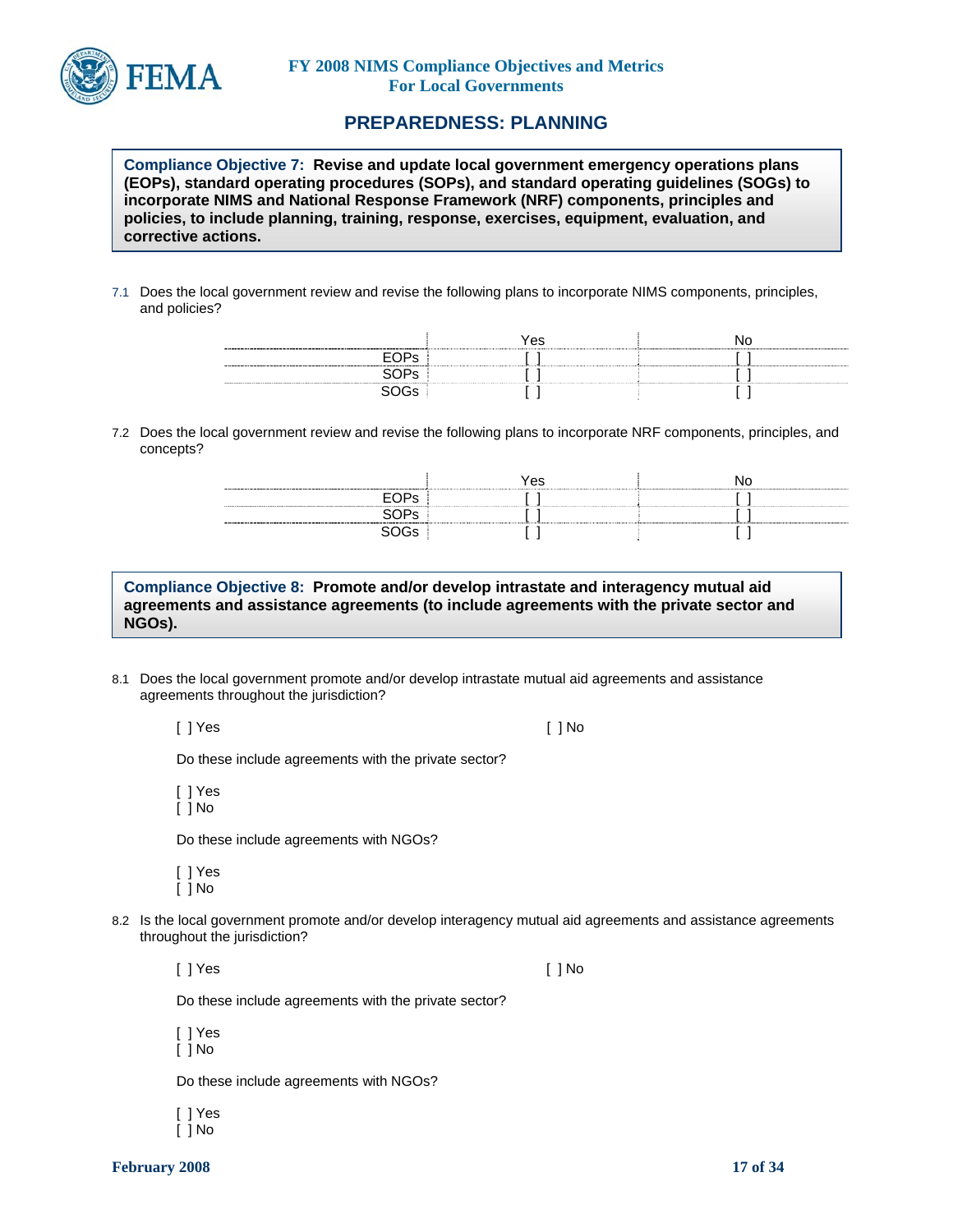## PREPAREDNESS: PLANNING

**Compliance Objective 7: Revise and update local government emergency operations plans (EOPs), standard operating procedures (SOPs), and standard operating guidelines (SOGs) to incorporate NIMS and National Response Framework (NRF) components, principles and policies, to include planning, training, response, exercises, equipment, evaluation, and corrective actions.**

7.1 Does the local government review and revise the following plans to incorporate NIMS components, principles, and policies?

| | Yes | No |
|---|---|---|
| EOPs | [ ] | [ ] |
| SOPs | [ ] | [ ] |
| SOGs | [ ] | [ ] |

7.2 Does the local government review and revise the following plans to incorporate NRF components, principles, and concepts?

| | Yes | No |
|---|---|---|
| EOPs | [ ] | [ ] |
| SOPs | [ ] | [ ] |
| SOGs | [ ] | [ ] |

**Compliance Objective 8: Promote and/or develop intrastate and interagency mutual aid agreements and assistance agreements (to include agreements with the private sector and NGOs).**

8.1 Does the local government promote and/or develop intrastate mutual aid agreements and assistance agreements throughout the jurisdiction?

[ ] Yes [ ] No

Do these include agreements with the private sector?

[ ] Yes
[ ] No

Do these include agreements with NGOs?

[ ] Yes
[ ] No

8.2 Is the local government promote and/or develop interagency mutual aid agreements and assistance agreements throughout the jurisdiction?

[ ] Yes [ ] No

Do these include agreements with the private sector?

[ ] Yes
[ ] No

Do these include agreements with NGOs?

[ ] Yes
[ ] No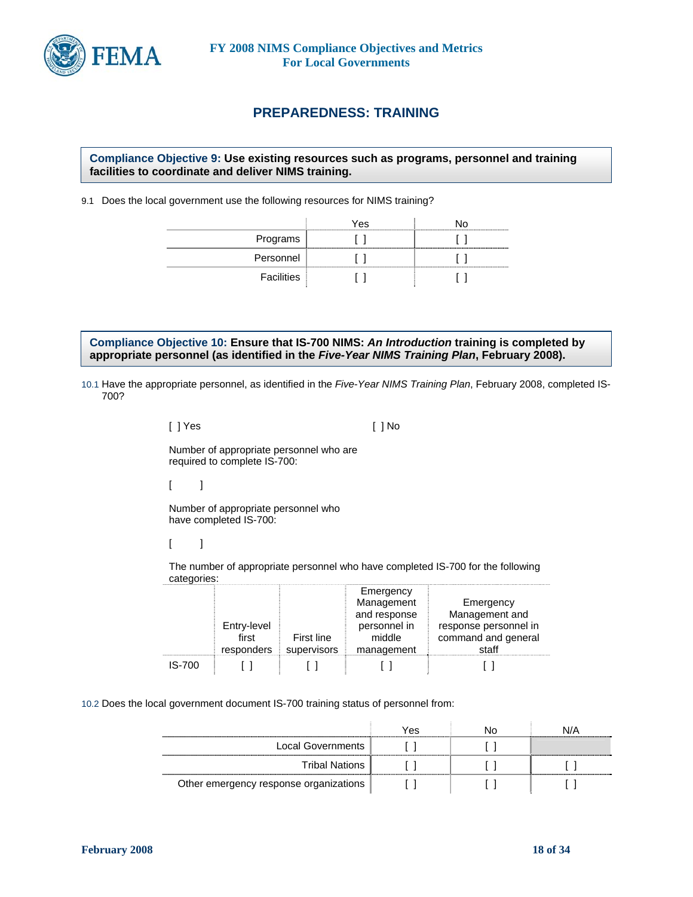# PREPAREDNESS: TRAINING

**Compliance Objective 9: Use existing resources such as programs, personnel and training facilities to coordinate and deliver NIMS training.**

9.1 Does the local government use the following resources for NIMS training?

| | Yes | No |
|---|---|---|
| Programs | [ ] | [ ] |
| Personnel | [ ] | [ ] |
| Facilities | [ ] | [ ] |

**Compliance Objective 10: Ensure that IS-700 NIMS: *An Introduction* training is completed by appropriate personnel (as identified in the *Five-Year NIMS Training Plan*, February 2008).**

10.1 Have the appropriate personnel, as identified in the *Five-Year NIMS Training Plan*, February 2008, completed IS-700?

[ ] Yes [ ] No

Number of appropriate personnel who are required to complete IS-700:

[ ]

Number of appropriate personnel who have completed IS-700:

[ ]

The number of appropriate personnel who have completed IS-700 for the following categories:

| | Entry-level first responders | First line supervisors | Emergency Management and response personnel in middle management | Emergency Management and response personnel in command and general staff |
|---|---|---|---|---|
| IS-700 | [ ] | [ ] | [ ] | [ ] |

10.2 Does the local government document IS-700 training status of personnel from:

| | Yes | No | N/A |
|---|---|---|---|
| Local Governments | [ ] | [ ] | |
| Tribal Nations | [ ] | [ ] | [ ] |
| Other emergency response organizations | [ ] | [ ] | [ ] |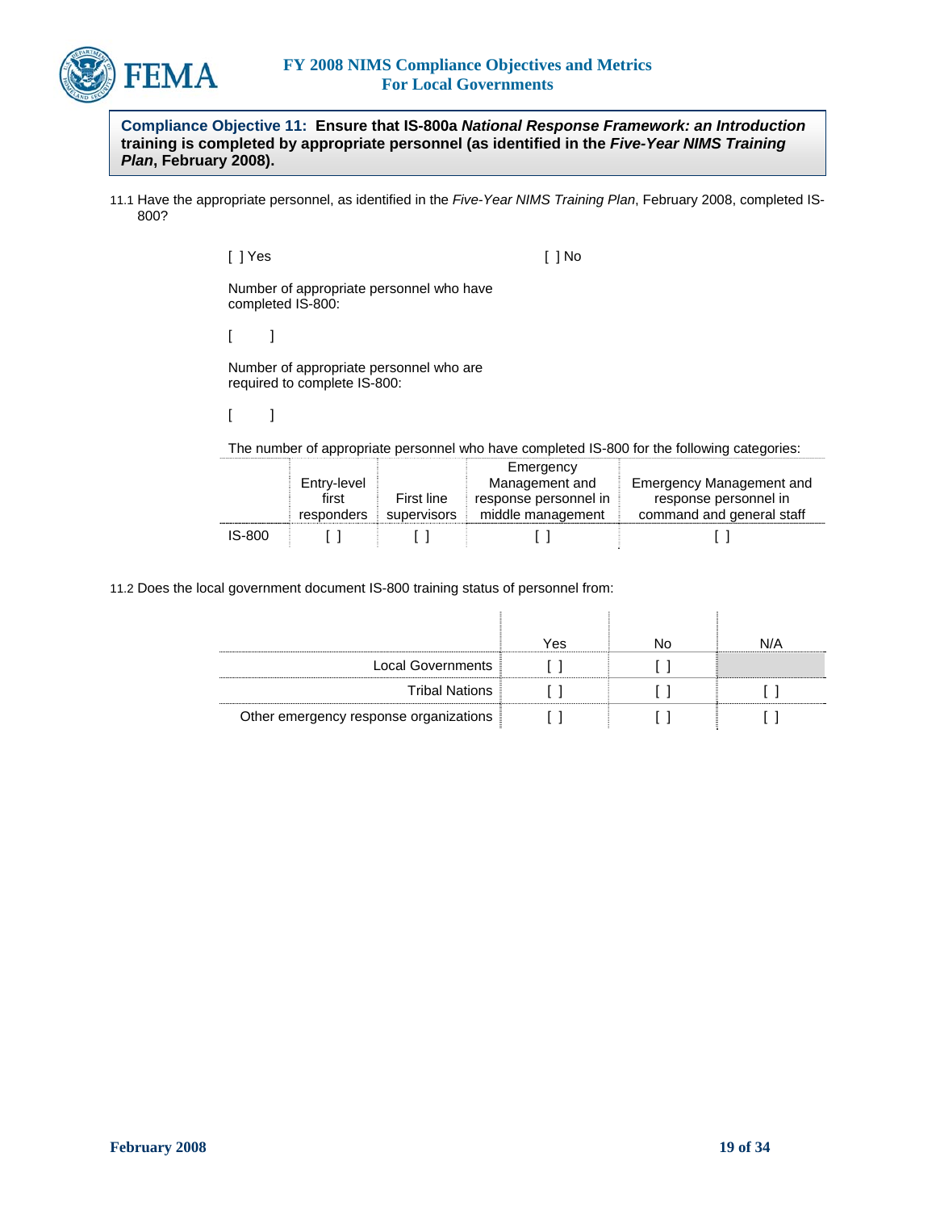**Compliance Objective 11: Ensure that IS-800a *National Response Framework: an Introduction* training is completed by appropriate personnel (as identified in the *Five-Year NIMS Training Plan*, February 2008).**

11.1 Have the appropriate personnel, as identified in the *Five-Year NIMS Training Plan*, February 2008, completed IS-800?

[ ] Yes [ ] No

Number of appropriate personnel who have completed IS-800:

[ ]

Number of appropriate personnel who are required to complete IS-800:

[ ]

The number of appropriate personnel who have completed IS-800 for the following categories:

| | Entry-level first responders | First line supervisors | Emergency Management and response personnel in middle management | Emergency Management and response personnel in command and general staff |
|---|---|---|---|---|
| IS-800 | [ ] | [ ] | [ ] | [ ] |

11.2 Does the local government document IS-800 training status of personnel from:

| | Yes | No | N/A |
|---|---|---|---|
| Local Governments | [ ] | [ ] | |
| Tribal Nations | [ ] | [ ] | [ ] |
| Other emergency response organizations | [ ] | [ ] | [ ] |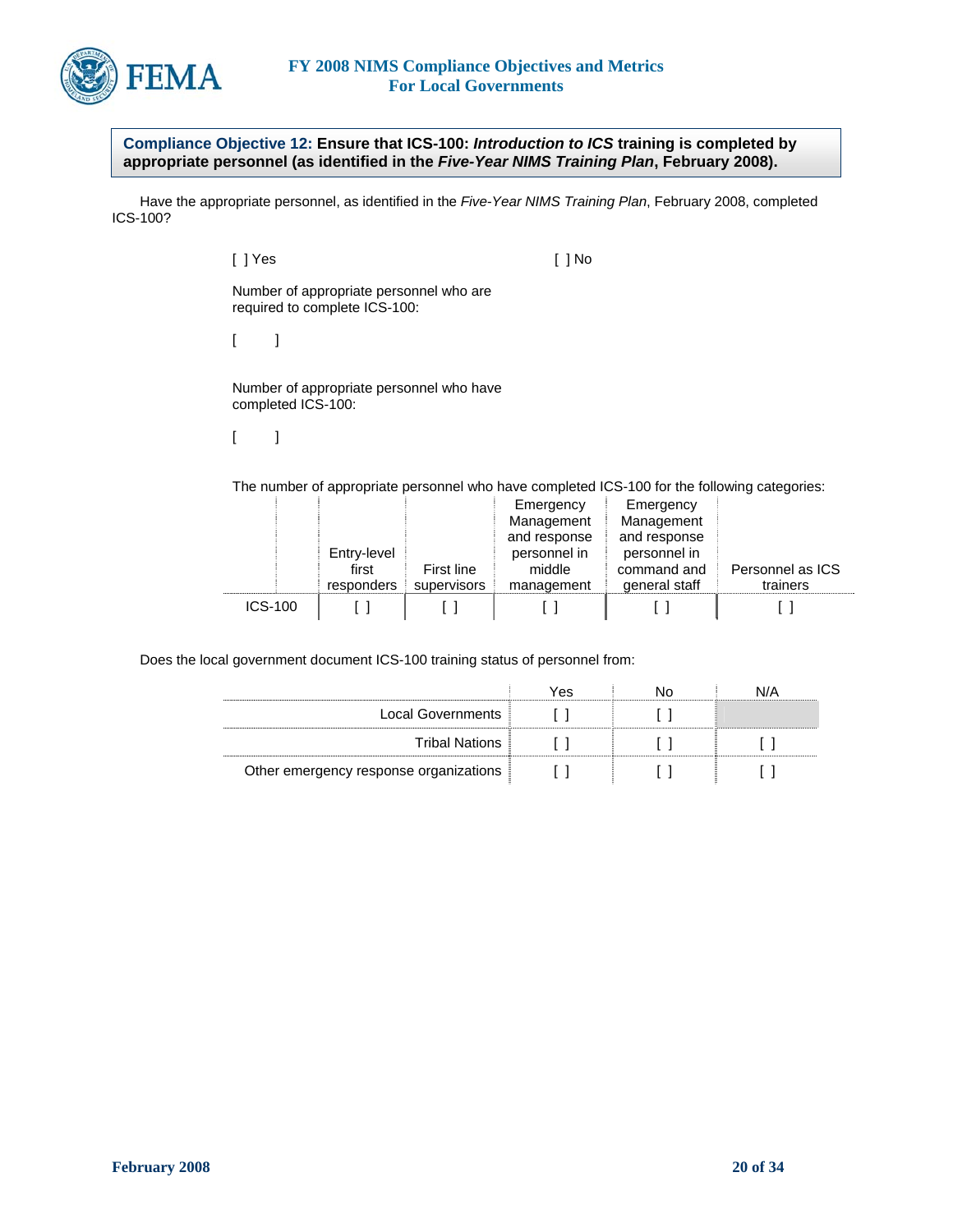**Compliance Objective 12: Ensure that ICS-100: *Introduction to ICS* training is completed by appropriate personnel (as identified in the *Five-Year NIMS Training Plan*, February 2008).**

Have the appropriate personnel, as identified in the *Five-Year NIMS Training Plan*, February 2008, completed ICS-100?

[ ] Yes [ ] No

Number of appropriate personnel who are required to complete ICS-100:

[ ]

Number of appropriate personnel who have completed ICS-100:

[ ]

The number of appropriate personnel who have completed ICS-100 for the following categories:

| | Entry-level first responders | First line supervisors | Emergency Management and response personnel in middle management | Emergency Management and response personnel in command and general staff | Personnel as ICS trainers |
|---|---|---|---|---|---|
| ICS-100 | [ ] | [ ] | [ ] | [ ] | [ ] |

Does the local government document ICS-100 training status of personnel from:

| | Yes | No | N/A |
|---|---|---|---|
| Local Governments | [ ] | [ ] | |
| Tribal Nations | [ ] | [ ] | [ ] |
| Other emergency response organizations | [ ] | [ ] | [ ] |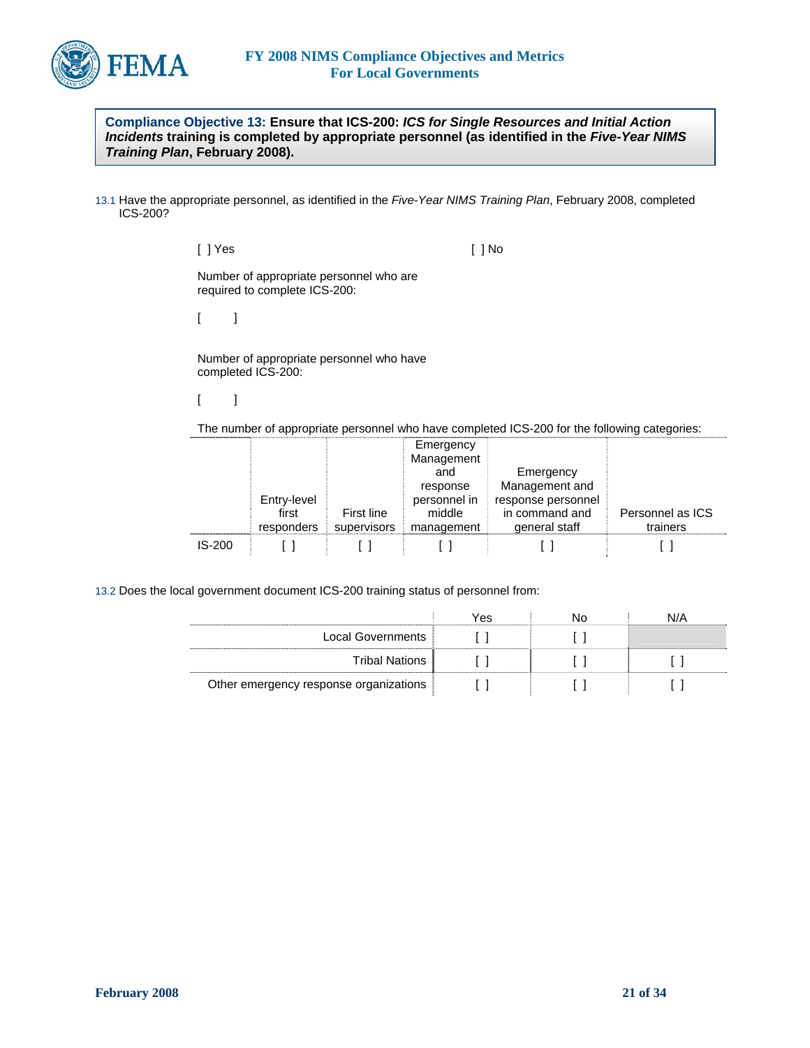**Compliance Objective 13: Ensure that ICS-200: *ICS for Single Resources and Initial Action Incidents* training is completed by appropriate personnel (as identified in the *Five-Year NIMS Training Plan*, February 2008).**

13.1 Have the appropriate personnel, as identified in the *Five-Year NIMS Training Plan*, February 2008, completed ICS-200?

[ ] Yes [ ] No

Number of appropriate personnel who are required to complete ICS-200:

[ ]

Number of appropriate personnel who have completed ICS-200:

[ ]

The number of appropriate personnel who have completed ICS-200 for the following categories:

| | Entry-level first responders | First line supervisors | Emergency Management and response personnel in middle management | Emergency Management and response personnel in command and general staff | Personnel as ICS trainers |
|---|---|---|---|---|---|
| IS-200 | [ ] | [ ] | [ ] | [ ] | [ ] |

13.2 Does the local government document ICS-200 training status of personnel from:

| | Yes | No | N/A |
|---|---|---|---|
| Local Governments | [ ] | [ ] | |
| Tribal Nations | [ ] | [ ] | [ ] |
| Other emergency response organizations | [ ] | [ ] | [ ] |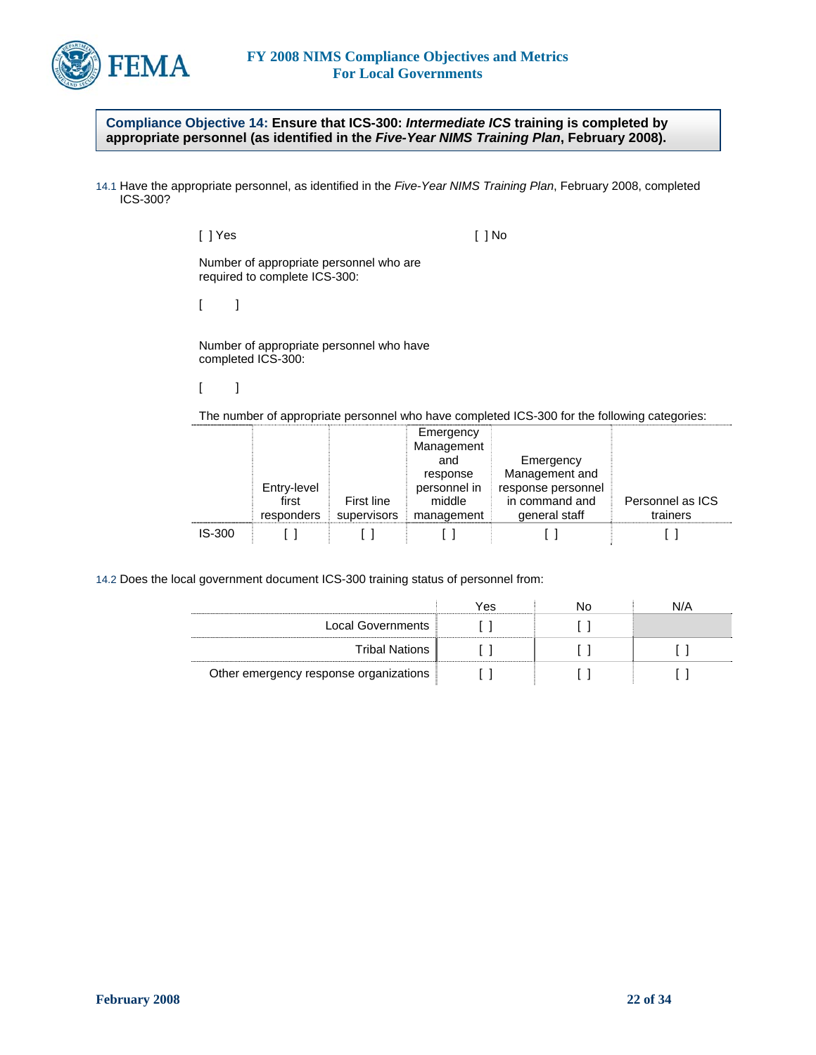**Compliance Objective 14: Ensure that ICS-300: *Intermediate ICS* training is completed by appropriate personnel (as identified in the *Five-Year NIMS Training Plan*, February 2008).**

14.1 Have the appropriate personnel, as identified in the *Five-Year NIMS Training Plan*, February 2008, completed ICS-300?

[ ] Yes [ ] No

Number of appropriate personnel who are required to complete ICS-300:

[ ]

Number of appropriate personnel who have completed ICS-300:

[ ]

The number of appropriate personnel who have completed ICS-300 for the following categories:

| | Entry-level first responders | First line supervisors | Emergency Management and response personnel in middle management | Emergency Management and response personnel in command and general staff | Personnel as ICS trainers |
|---|---|---|---|---|---|
| IS-300 | [ ] | [ ] | [ ] | [ ] | [ ] |

14.2 Does the local government document ICS-300 training status of personnel from:

| | Yes | No | N/A |
|---|---|---|---|
| Local Governments | [ ] | [ ] | |
| Tribal Nations | [ ] | [ ] | [ ] |
| Other emergency response organizations | [ ] | [ ] | [ ] |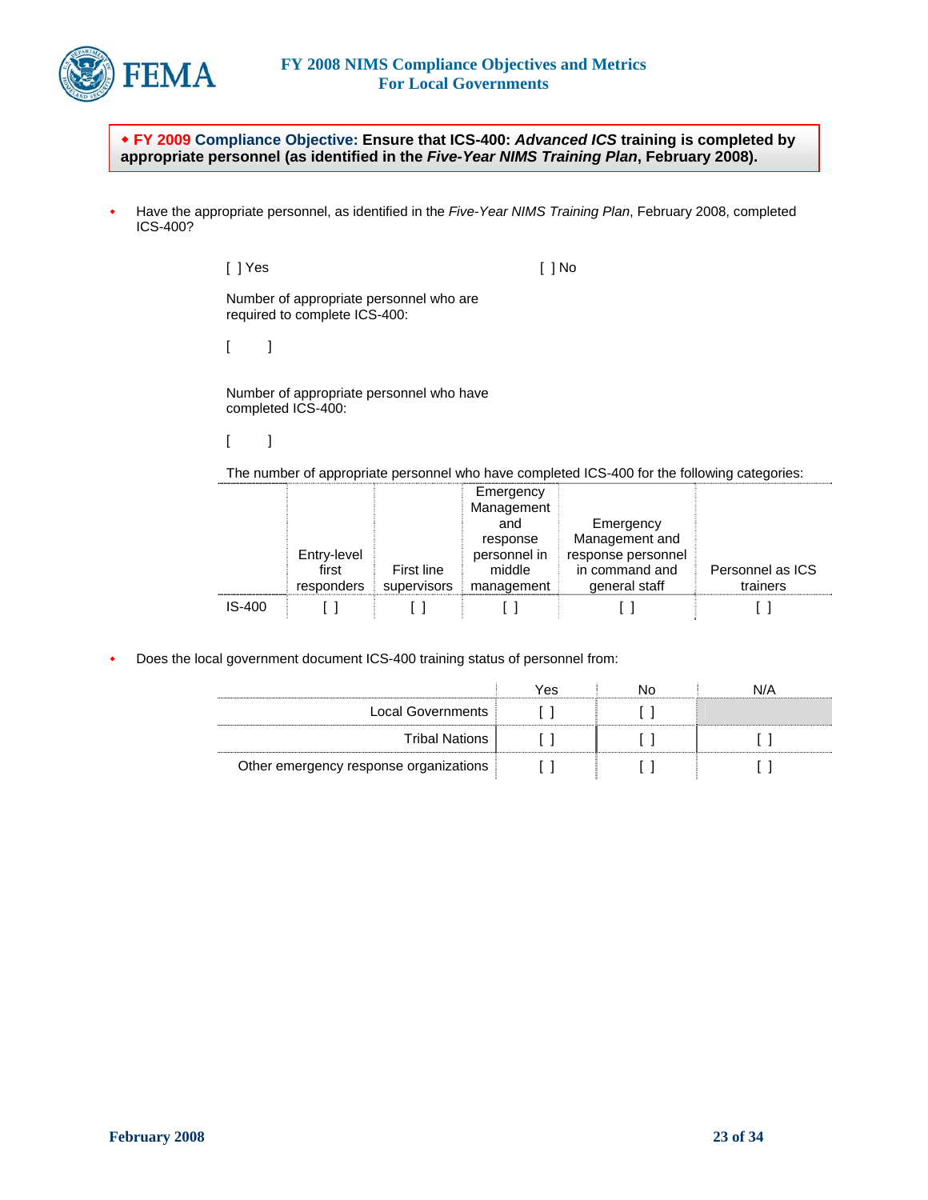**◆ FY 2009 Compliance Objective: Ensure that ICS-400: *Advanced ICS* training is completed by appropriate personnel (as identified in the *Five-Year NIMS Training Plan*, February 2008).**

- Have the appropriate personnel, as identified in the *Five-Year NIMS Training Plan*, February 2008, completed ICS-400?

  [ ] Yes [ ] No

  Number of appropriate personnel who are required to complete ICS-400:

  [ ]

  Number of appropriate personnel who have completed ICS-400:

  [ ]

  The number of appropriate personnel who have completed ICS-400 for the following categories:

| | Entry-level first responders | First line supervisors | Emergency Management and response personnel in middle management | Emergency Management and response personnel in command and general staff | Personnel as ICS trainers |
|---|---|---|---|---|---|
| IS-400 | [ ] | [ ] | [ ] | [ ] | [ ] |

- Does the local government document ICS-400 training status of personnel from:

| | Yes | No | N/A |
|---|---|---|---|
| Local Governments | [ ] | [ ] | |
| Tribal Nations | [ ] | [ ] | [ ] |
| Other emergency response organizations | [ ] | [ ] | [ ] |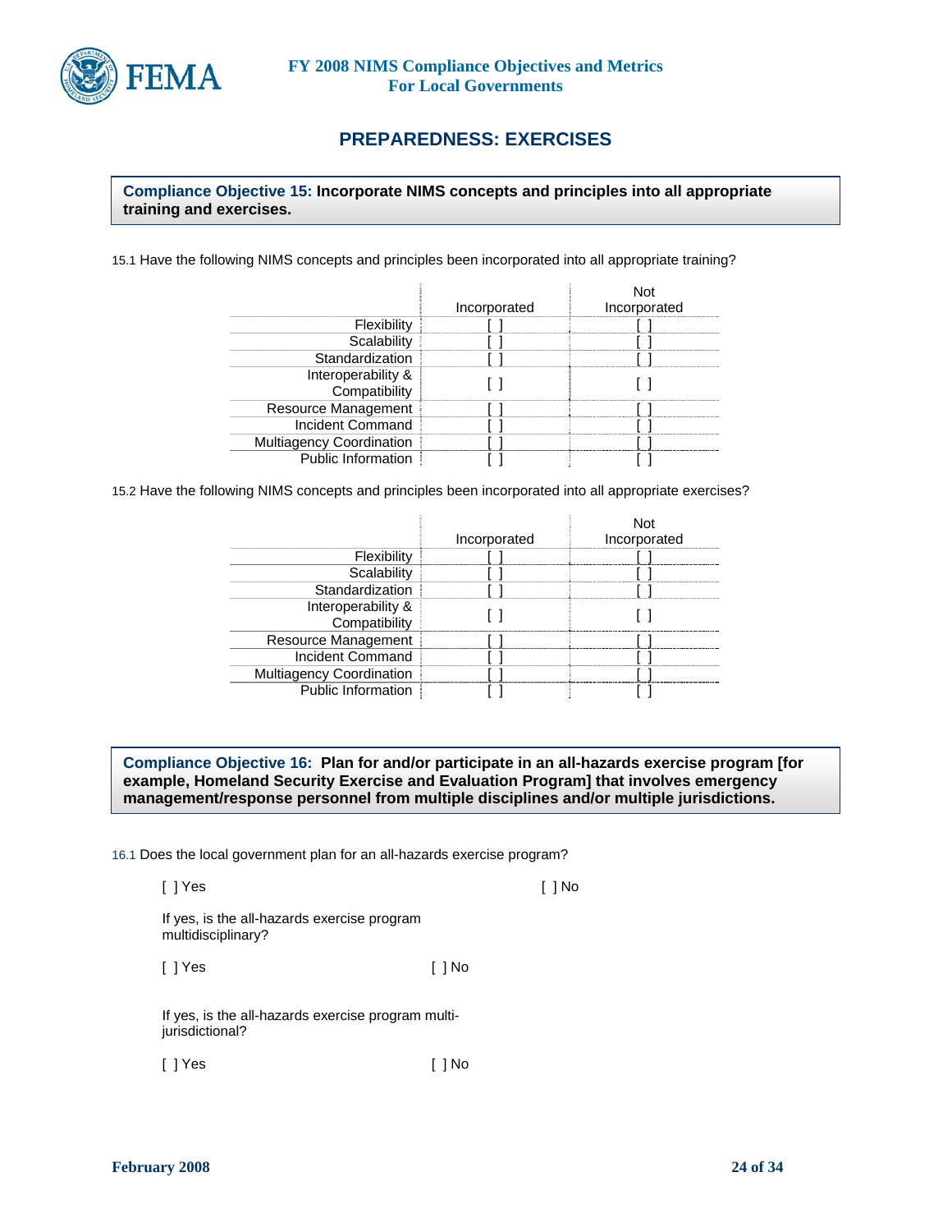# PREPAREDNESS: EXERCISES

**Compliance Objective 15: Incorporate NIMS concepts and principles into all appropriate training and exercises.**

15.1 Have the following NIMS concepts and principles been incorporated into all appropriate training?

| | Incorporated | Not Incorporated |
|---|---|---|
| Flexibility | [ ] | [ ] |
| Scalability | [ ] | [ ] |
| Standardization | [ ] | [ ] |
| Interoperability & Compatibility | [ ] | [ ] |
| Resource Management | [ ] | [ ] |
| Incident Command | [ ] | [ ] |
| Multiagency Coordination | [ ] | [ ] |
| Public Information | [ ] | [ ] |

15.2 Have the following NIMS concepts and principles been incorporated into all appropriate exercises?

| | Incorporated | Not Incorporated |
|---|---|---|
| Flexibility | [ ] | [ ] |
| Scalability | [ ] | [ ] |
| Standardization | [ ] | [ ] |
| Interoperability & Compatibility | [ ] | [ ] |
| Resource Management | [ ] | [ ] |
| Incident Command | [ ] | [ ] |
| Multiagency Coordination | [ ] | [ ] |
| Public Information | [ ] | [ ] |

**Compliance Objective 16: Plan for and/or participate in an all-hazards exercise program [for example, Homeland Security Exercise and Evaluation Program] that involves emergency management/response personnel from multiple disciplines and/or multiple jurisdictions.**

16.1 Does the local government plan for an all-hazards exercise program?

[ ] Yes [ ] No

If yes, is the all-hazards exercise program multidisciplinary?

[ ] Yes [ ] No

If yes, is the all-hazards exercise program multi-jurisdictional?

[ ] Yes [ ] No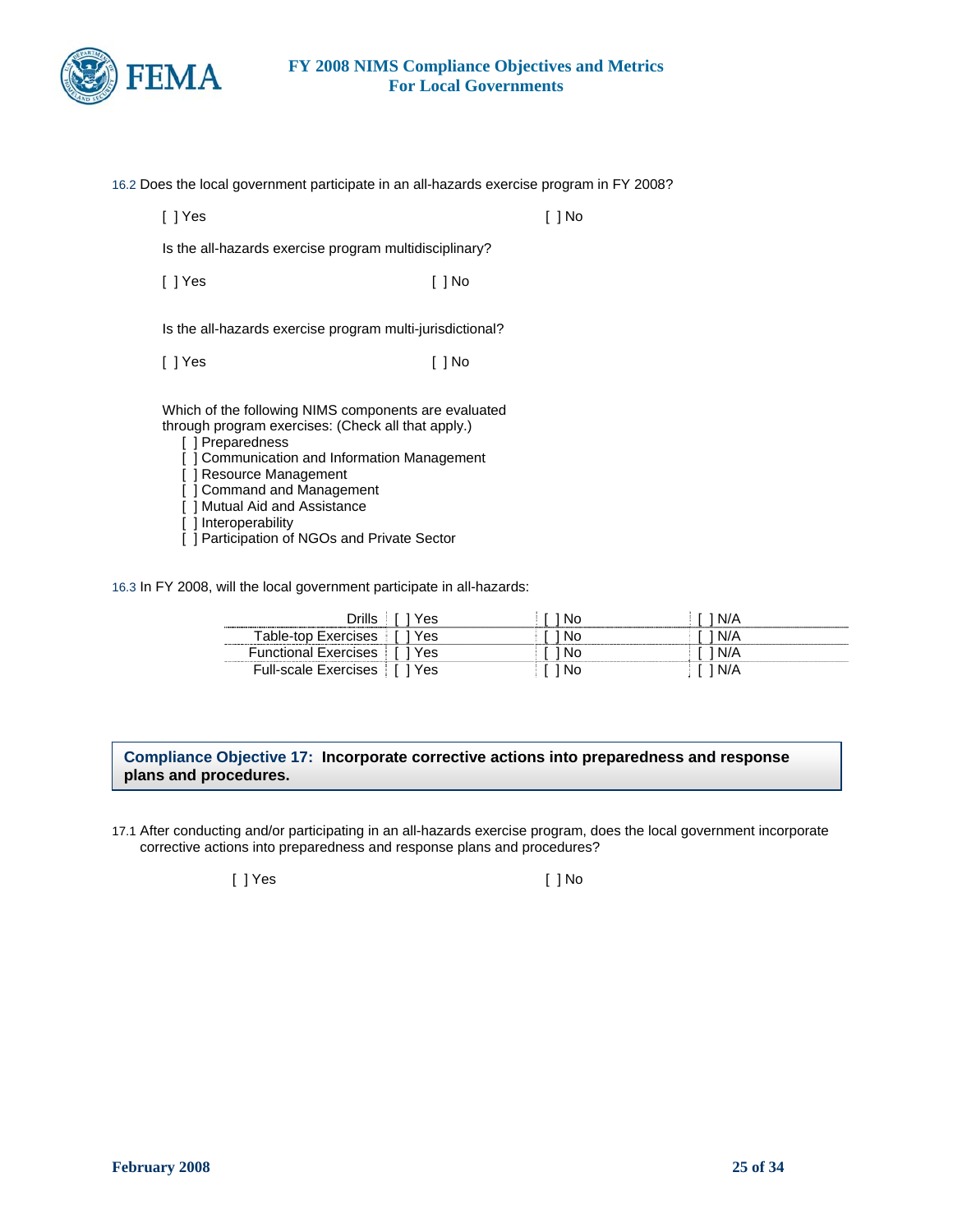16.2 Does the local government participate in an all-hazards exercise program in FY 2008?

[ ] Yes [ ] No

Is the all-hazards exercise program multidisciplinary?

[ ] Yes [ ] No

Is the all-hazards exercise program multi-jurisdictional?

[ ] Yes [ ] No

Which of the following NIMS components are evaluated through program exercises: (Check all that apply.)

- [ ] Preparedness
- [ ] Communication and Information Management
- [ ] Resource Management
- [ ] Command and Management
- [ ] Mutual Aid and Assistance
- [ ] Interoperability
- [ ] Participation of NGOs and Private Sector

16.3 In FY 2008, will the local government participate in all-hazards:

| | | | |
|---|---|---|---|
| Drills | [ ] Yes | [ ] No | [ ] N/A |
| Table-top Exercises | [ ] Yes | [ ] No | [ ] N/A |
| Functional Exercises | [ ] Yes | [ ] No | [ ] N/A |
| Full-scale Exercises | [ ] Yes | [ ] No | [ ] N/A |

## Compliance Objective 17: Incorporate corrective actions into preparedness and response plans and procedures.

17.1 After conducting and/or participating in an all-hazards exercise program, does the local government incorporate corrective actions into preparedness and response plans and procedures?

[ ] Yes [ ] No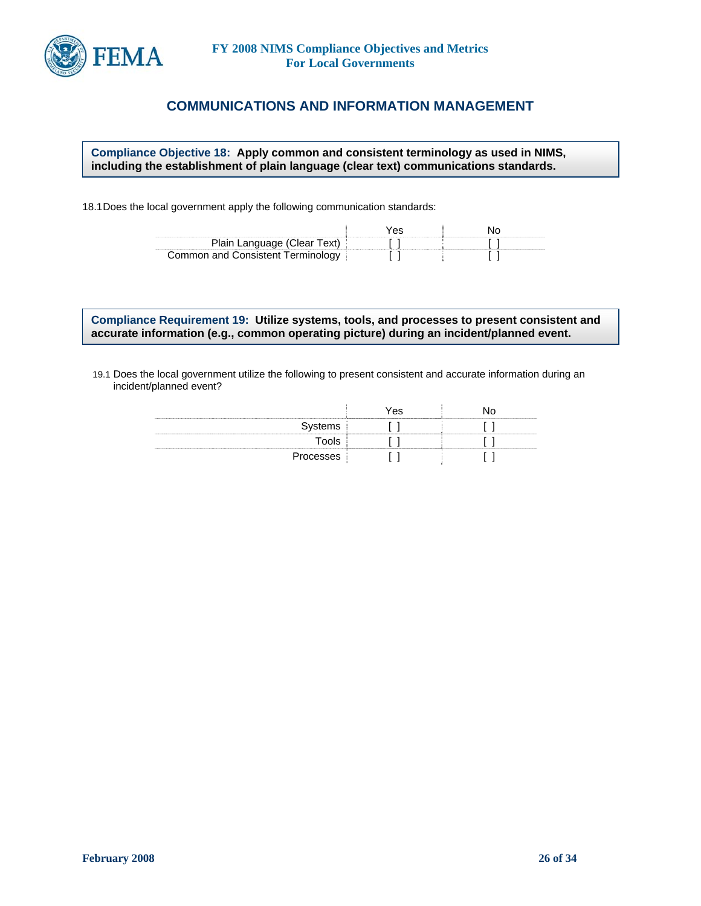## COMMUNICATIONS AND INFORMATION MANAGEMENT

**Compliance Objective 18: Apply common and consistent terminology as used in NIMS, including the establishment of plain language (clear text) communications standards.**

18.1 Does the local government apply the following communication standards:

| | Yes | No |
|---|---|---|
| Plain Language (Clear Text) | [ ] | [ ] |
| Common and Consistent Terminology | [ ] | [ ] |

**Compliance Requirement 19: Utilize systems, tools, and processes to present consistent and accurate information (e.g., common operating picture) during an incident/planned event.**

19.1 Does the local government utilize the following to present consistent and accurate information during an incident/planned event?

| | Yes | No |
|---|---|---|
| Systems | [ ] | [ ] |
| Tools | [ ] | [ ] |
| Processes | [ ] | [ ] |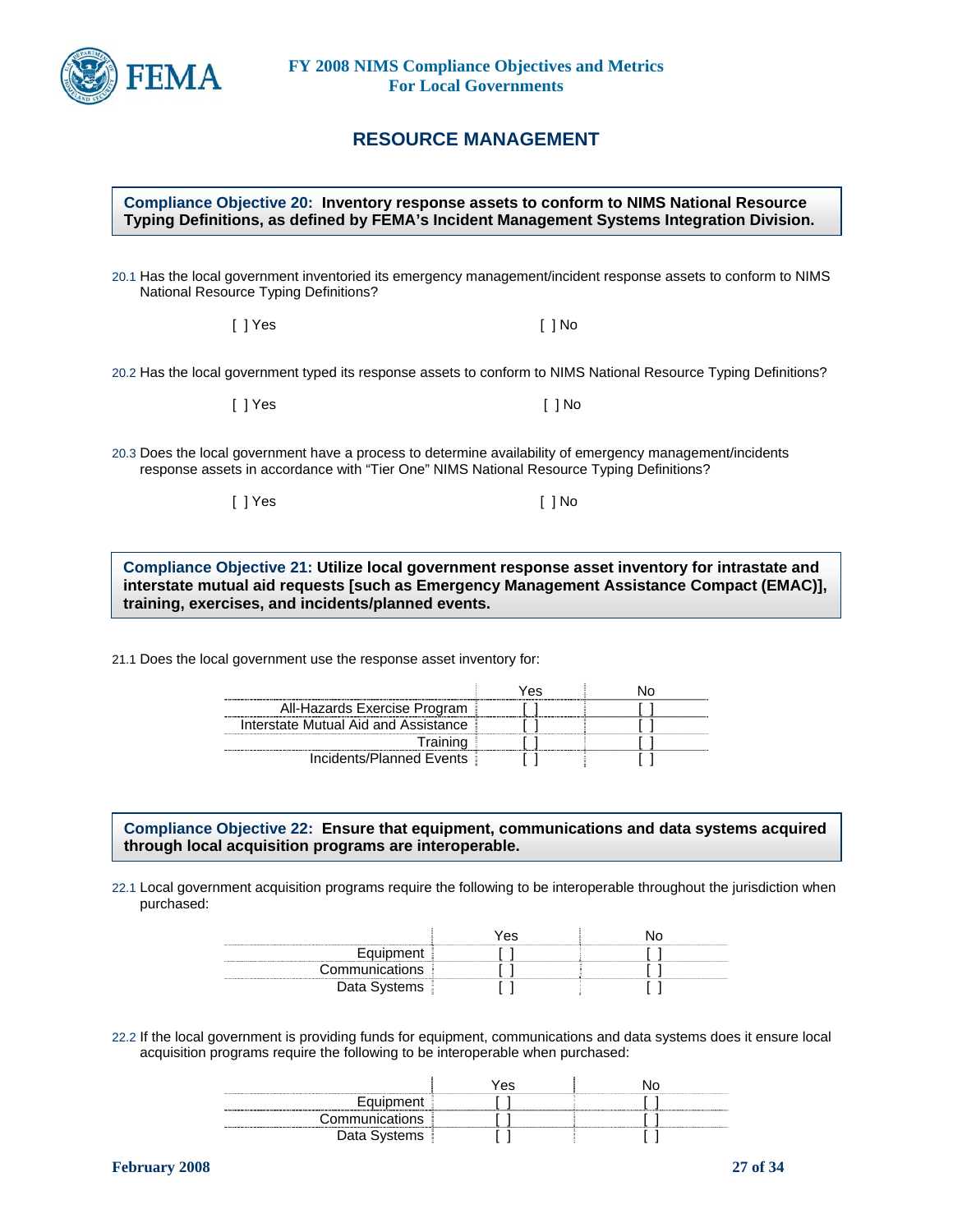## RESOURCE MANAGEMENT

**Compliance Objective 20: Inventory response assets to conform to NIMS National Resource Typing Definitions, as defined by FEMA's Incident Management Systems Integration Division.**

20.1 Has the local government inventoried its emergency management/incident response assets to conform to NIMS National Resource Typing Definitions?

[ ] Yes [ ] No

20.2 Has the local government typed its response assets to conform to NIMS National Resource Typing Definitions?

[ ] Yes [ ] No

20.3 Does the local government have a process to determine availability of emergency management/incidents response assets in accordance with "Tier One" NIMS National Resource Typing Definitions?

[ ] Yes [ ] No

**Compliance Objective 21: Utilize local government response asset inventory for intrastate and interstate mutual aid requests [such as Emergency Management Assistance Compact (EMAC)], training, exercises, and incidents/planned events.**

21.1 Does the local government use the response asset inventory for:

| | Yes | No |
|---|---|---|
| All-Hazards Exercise Program | [ ] | [ ] |
| Interstate Mutual Aid and Assistance | [ ] | [ ] |
| Training | [ ] | [ ] |
| Incidents/Planned Events | [ ] | [ ] |

**Compliance Objective 22: Ensure that equipment, communications and data systems acquired through local acquisition programs are interoperable.**

22.1 Local government acquisition programs require the following to be interoperable throughout the jurisdiction when purchased:

| | Yes | No |
|---|---|---|
| Equipment | [ ] | [ ] |
| Communications | [ ] | [ ] |
| Data Systems | [ ] | [ ] |

22.2 If the local government is providing funds for equipment, communications and data systems does it ensure local acquisition programs require the following to be interoperable when purchased:

| | Yes | No |
|---|---|---|
| Equipment | [ ] | [ ] |
| Communications | [ ] | [ ] |
| Data Systems | [ ] | [ ] |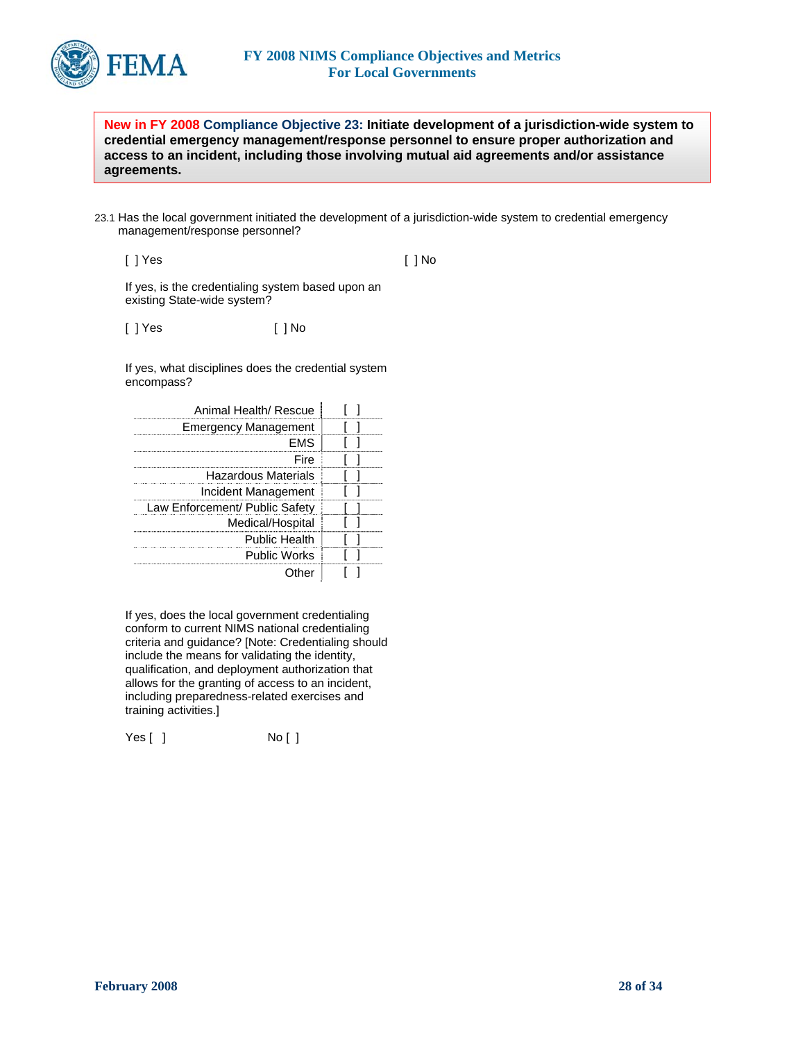**New in FY 2008 Compliance Objective 23: Initiate development of a jurisdiction-wide system to credential emergency management/response personnel to ensure proper authorization and access to an incident, including those involving mutual aid agreements and/or assistance agreements.**

23.1 Has the local government initiated the development of a jurisdiction-wide system to credential emergency management/response personnel?

[ ] Yes [ ] No

If yes, is the credentialing system based upon an existing State-wide system?

[ ] Yes [ ] No

If yes, what disciplines does the credential system encompass?

| | |
|---|---|
| Animal Health/ Rescue | [ ] |
| Emergency Management | [ ] |
| EMS | [ ] |
| Fire | [ ] |
| Hazardous Materials | [ ] |
| Incident Management | [ ] |
| Law Enforcement/ Public Safety | [ ] |
| Medical/Hospital | [ ] |
| Public Health | [ ] |
| Public Works | [ ] |
| Other | [ ] |

If yes, does the local government credentialing conform to current NIMS national credentialing criteria and guidance? [Note: Credentialing should include the means for validating the identity, qualification, and deployment authorization that allows for the granting of access to an incident, including preparedness-related exercises and training activities.]

Yes [ ] No [ ]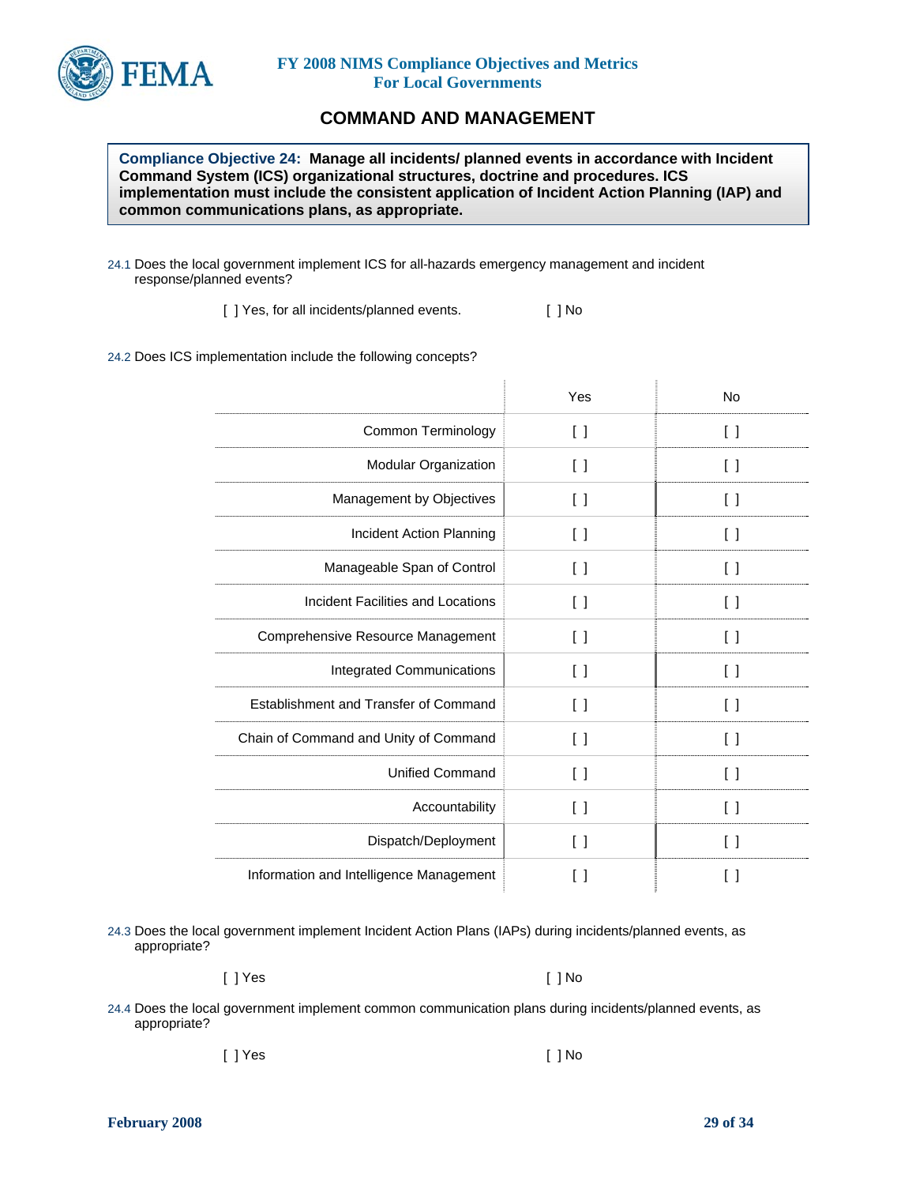## COMMAND AND MANAGEMENT

**Compliance Objective 24: Manage all incidents/ planned events in accordance with Incident Command System (ICS) organizational structures, doctrine and procedures. ICS implementation must include the consistent application of Incident Action Planning (IAP) and common communications plans, as appropriate.**

24.1 Does the local government implement ICS for all-hazards emergency management and incident response/planned events?

[ ] Yes, for all incidents/planned events. [ ] No

24.2 Does ICS implementation include the following concepts?

| | Yes | No |
|---|---|---|
| Common Terminology | [ ] | [ ] |
| Modular Organization | [ ] | [ ] |
| Management by Objectives | [ ] | [ ] |
| Incident Action Planning | [ ] | [ ] |
| Manageable Span of Control | [ ] | [ ] |
| Incident Facilities and Locations | [ ] | [ ] |
| Comprehensive Resource Management | [ ] | [ ] |
| Integrated Communications | [ ] | [ ] |
| Establishment and Transfer of Command | [ ] | [ ] |
| Chain of Command and Unity of Command | [ ] | [ ] |
| Unified Command | [ ] | [ ] |
| Accountability | [ ] | [ ] |
| Dispatch/Deployment | [ ] | [ ] |
| Information and Intelligence Management | [ ] | [ ] |

24.3 Does the local government implement Incident Action Plans (IAPs) during incidents/planned events, as appropriate?

[ ] Yes [ ] No

24.4 Does the local government implement common communication plans during incidents/planned events, as appropriate?

[ ] Yes [ ] No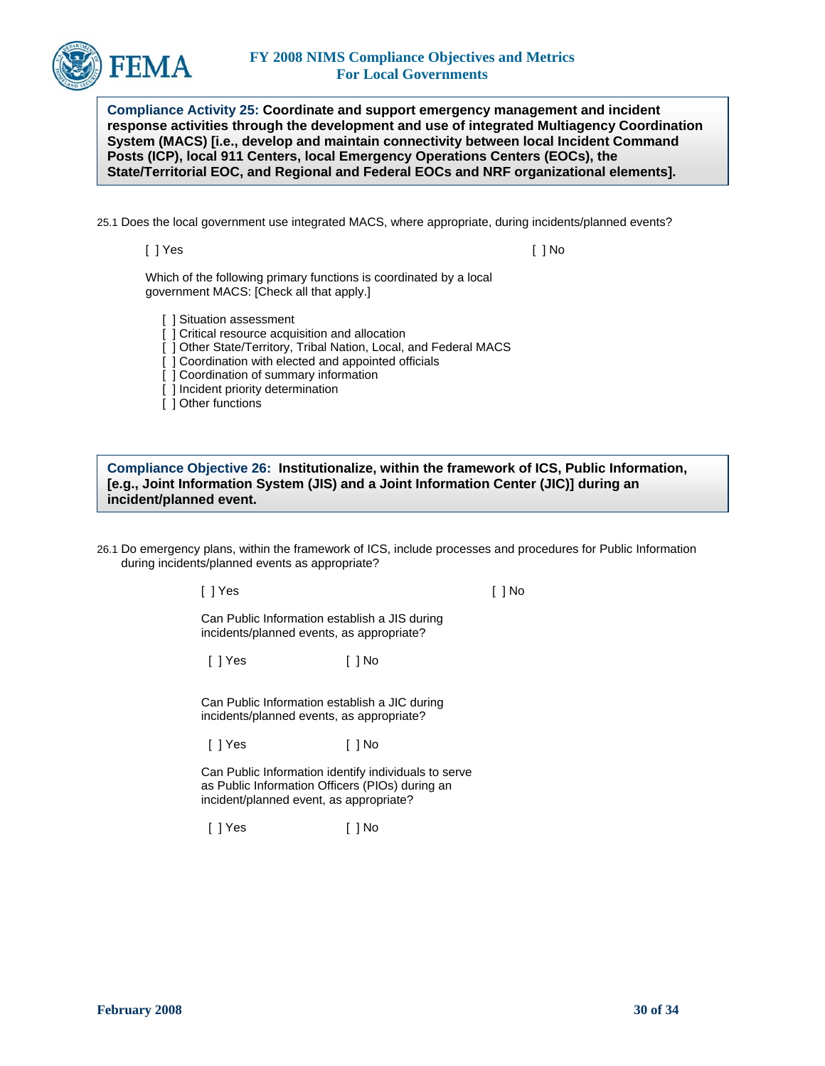**Compliance Activity 25: Coordinate and support emergency management and incident response activities through the development and use of integrated Multiagency Coordination System (MACS) [i.e., develop and maintain connectivity between local Incident Command Posts (ICP), local 911 Centers, local Emergency Operations Centers (EOCs), the State/Territorial EOC, and Regional and Federal EOCs and NRF organizational elements].**

25.1 Does the local government use integrated MACS, where appropriate, during incidents/planned events?

[ ] Yes [ ] No

Which of the following primary functions is coordinated by a local government MACS: [Check all that apply.]

- [ ] Situation assessment
- [ ] Critical resource acquisition and allocation
- [ ] Other State/Territory, Tribal Nation, Local, and Federal MACS
- [ ] Coordination with elected and appointed officials
- [ ] Coordination of summary information
- [ ] Incident priority determination
- [ ] Other functions

**Compliance Objective 26: Institutionalize, within the framework of ICS, Public Information, [e.g., Joint Information System (JIS) and a Joint Information Center (JIC)] during an incident/planned event.**

26.1 Do emergency plans, within the framework of ICS, include processes and procedures for Public Information during incidents/planned events as appropriate?

[ ] Yes [ ] No

Can Public Information establish a JIS during incidents/planned events, as appropriate?

[ ] Yes [ ] No

Can Public Information establish a JIC during incidents/planned events, as appropriate?

[ ] Yes [ ] No

Can Public Information identify individuals to serve as Public Information Officers (PIOs) during an incident/planned event, as appropriate?

[ ] Yes [ ] No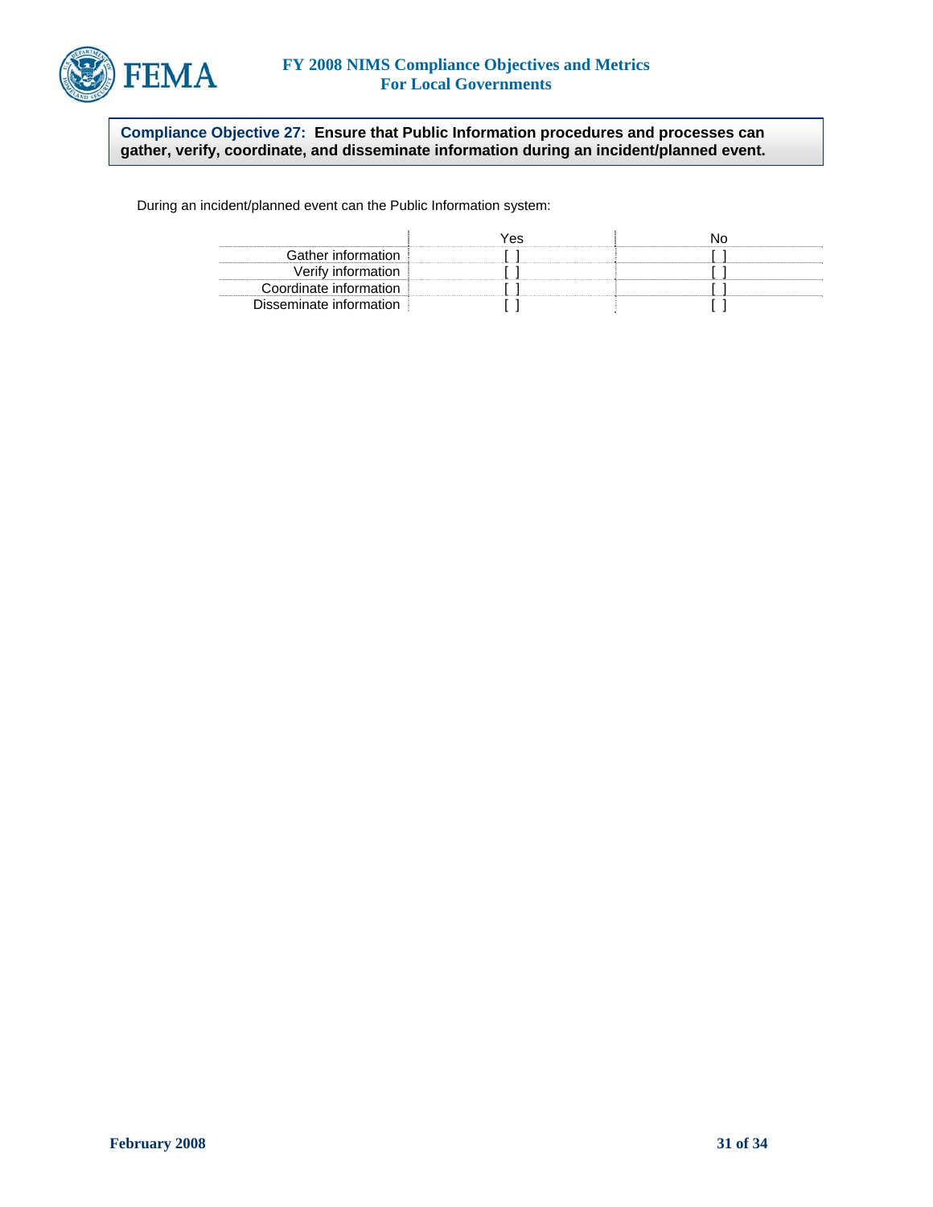**Compliance Objective 27: Ensure that Public Information procedures and processes can gather, verify, coordinate, and disseminate information during an incident/planned event.**

During an incident/planned event can the Public Information system:

| | Yes | No |
|---|---|---|
| Gather information | [ ] | [ ] |
| Verify information | [ ] | [ ] |
| Coordinate information | [ ] | [ ] |
| Disseminate information | [ ] | [ ] |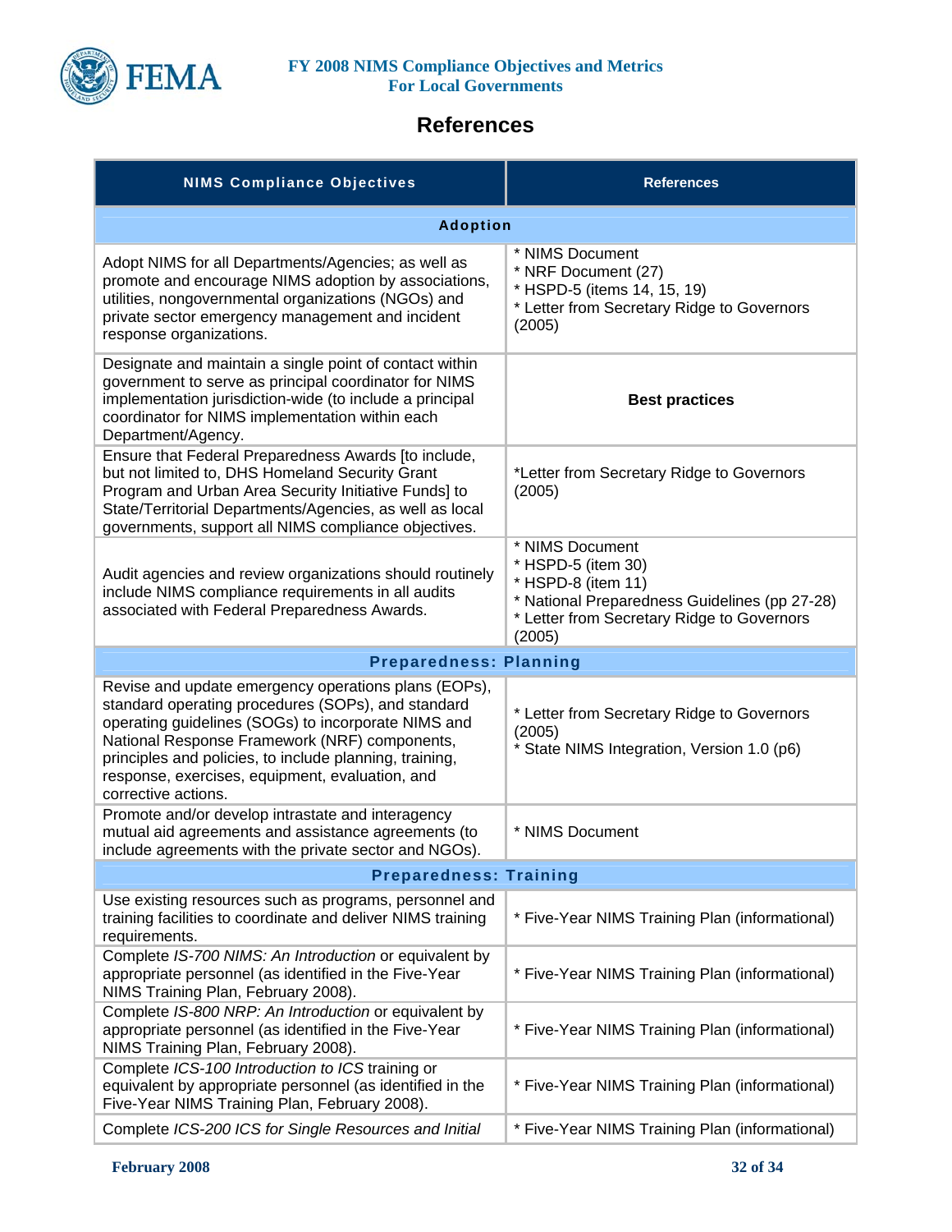# References

| NIMS Compliance Objectives | References |
|---|---|
| **Adoption** | |
| Adopt NIMS for all Departments/Agencies; as well as promote and encourage NIMS adoption by associations, utilities, nongovernmental organizations (NGOs) and private sector emergency management and incident response organizations. | * NIMS Document<br>* NRF Document (27)<br>* HSPD-5 (items 14, 15, 19)<br>* Letter from Secretary Ridge to Governors (2005) |
| Designate and maintain a single point of contact within government to serve as principal coordinator for NIMS implementation jurisdiction-wide (to include a principal coordinator for NIMS implementation within each Department/Agency. | **Best practices** |
| Ensure that Federal Preparedness Awards [to include, but not limited to, DHS Homeland Security Grant Program and Urban Area Security Initiative Funds] to State/Territorial Departments/Agencies, as well as local governments, support all NIMS compliance objectives. | *Letter from Secretary Ridge to Governors (2005) |
| Audit agencies and review organizations should routinely include NIMS compliance requirements in all audits associated with Federal Preparedness Awards. | * NIMS Document<br>* HSPD-5 (item 30)<br>* HSPD-8 (item 11)<br>* National Preparedness Guidelines (pp 27-28)<br>* Letter from Secretary Ridge to Governors (2005) |
| **Preparedness: Planning** | |
| Revise and update emergency operations plans (EOPs), standard operating procedures (SOPs), and standard operating guidelines (SOGs) to incorporate NIMS and National Response Framework (NRF) components, principles and policies, to include planning, training, response, exercises, equipment, evaluation, and corrective actions. | * Letter from Secretary Ridge to Governors (2005)<br>* State NIMS Integration, Version 1.0 (p6) |
| Promote and/or develop intrastate and interagency mutual aid agreements and assistance agreements (to include agreements with the private sector and NGOs). | * NIMS Document |
| **Preparedness: Training** | |
| Use existing resources such as programs, personnel and training facilities to coordinate and deliver NIMS training requirements. | * Five-Year NIMS Training Plan (informational) |
| Complete *IS-700 NIMS: An Introduction* or equivalent by appropriate personnel (as identified in the Five-Year NIMS Training Plan, February 2008). | * Five-Year NIMS Training Plan (informational) |
| Complete *IS-800 NRP: An Introduction* or equivalent by appropriate personnel (as identified in the Five-Year NIMS Training Plan, February 2008). | * Five-Year NIMS Training Plan (informational) |
| Complete *ICS-100 Introduction to ICS* training or equivalent by appropriate personnel (as identified in the Five-Year NIMS Training Plan, February 2008). | * Five-Year NIMS Training Plan (informational) |
| Complete *ICS-200 ICS for Single Resources and Initial* | * Five-Year NIMS Training Plan (informational) |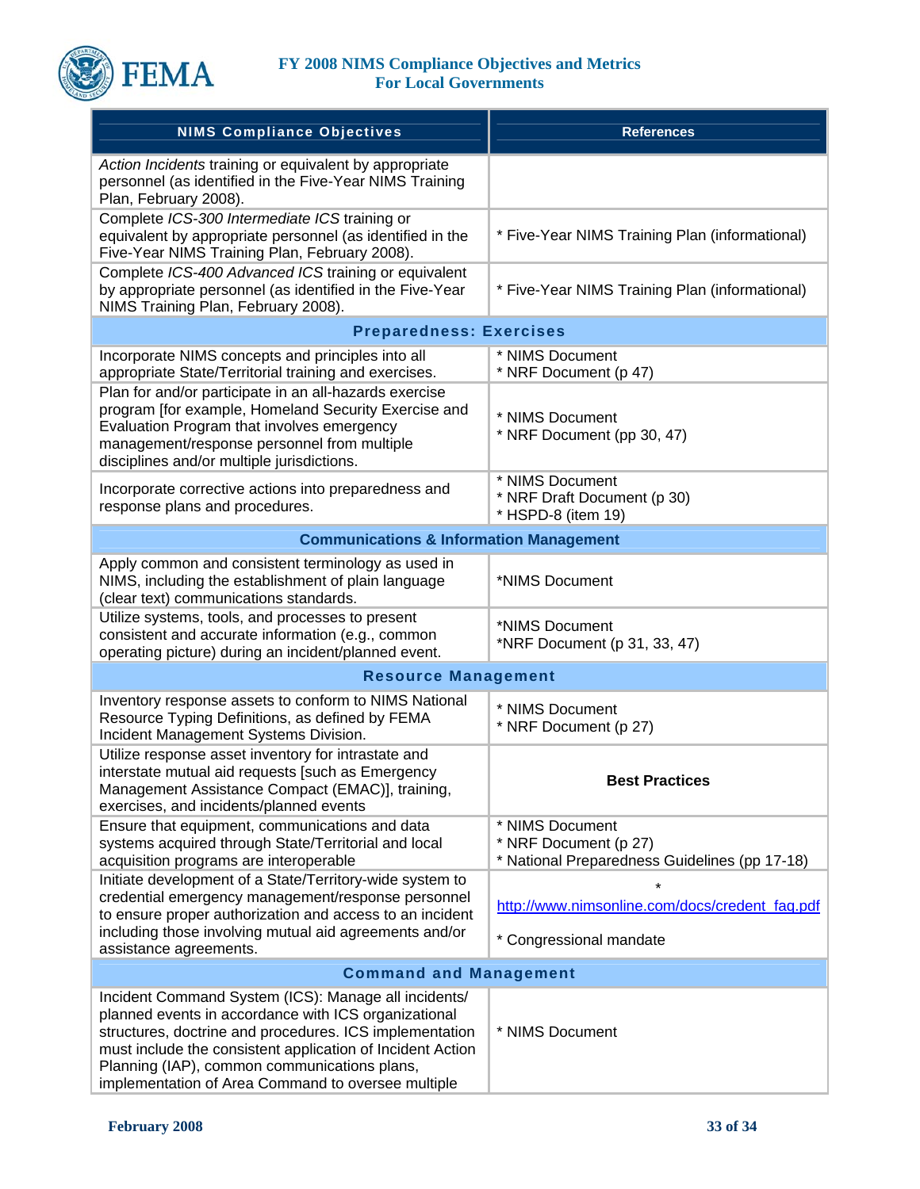| NIMS Compliance Objectives | References |
|---|---|
| *Action Incidents* training or equivalent by appropriate personnel (as identified in the Five-Year NIMS Training Plan, February 2008). | |
| Complete *ICS-300 Intermediate ICS* training or equivalent by appropriate personnel (as identified in the Five-Year NIMS Training Plan, February 2008). | * Five-Year NIMS Training Plan (informational) |
| Complete *ICS-400 Advanced ICS* training or equivalent by appropriate personnel (as identified in the Five-Year NIMS Training Plan, February 2008). | * Five-Year NIMS Training Plan (informational) |
| **Preparedness: Exercises** | |
| Incorporate NIMS concepts and principles into all appropriate State/Territorial training and exercises. | * NIMS Document<br>* NRF Document (p 47) |
| Plan for and/or participate in an all-hazards exercise program [for example, Homeland Security Exercise and Evaluation Program that involves emergency management/response personnel from multiple disciplines and/or multiple jurisdictions. | * NIMS Document<br>* NRF Document (pp 30, 47) |
| Incorporate corrective actions into preparedness and response plans and procedures. | * NIMS Document<br>* NRF Draft Document (p 30)<br>* HSPD-8 (item 19) |
| **Communications & Information Management** | |
| Apply common and consistent terminology as used in NIMS, including the establishment of plain language (clear text) communications standards. | *NIMS Document |
| Utilize systems, tools, and processes to present consistent and accurate information (e.g., common operating picture) during an incident/planned event. | *NIMS Document<br>*NRF Document (p 31, 33, 47) |
| **Resource Management** | |
| Inventory response assets to conform to NIMS National Resource Typing Definitions, as defined by FEMA Incident Management Systems Division. | * NIMS Document<br>* NRF Document (p 27) |
| Utilize response asset inventory for intrastate and interstate mutual aid requests [such as Emergency Management Assistance Compact (EMAC)], training, exercises, and incidents/planned events | **Best Practices** |
| Ensure that equipment, communications and data systems acquired through State/Territorial and local acquisition programs are interoperable | * NIMS Document<br>* NRF Document (p 27)<br>* National Preparedness Guidelines (pp 17-18) |
| Initiate development of a State/Territory-wide system to credential emergency management/response personnel to ensure proper authorization and access to an incident including those involving mutual aid agreements and/or assistance agreements. | * http://www.nimsonline.com/docs/credent_faq.pdf<br>* Congressional mandate |
| **Command and Management** | |
| Incident Command System (ICS): Manage all incidents/ planned events in accordance with ICS organizational structures, doctrine and procedures. ICS implementation must include the consistent application of Incident Action Planning (IAP), common communications plans, implementation of Area Command to oversee multiple | * NIMS Document |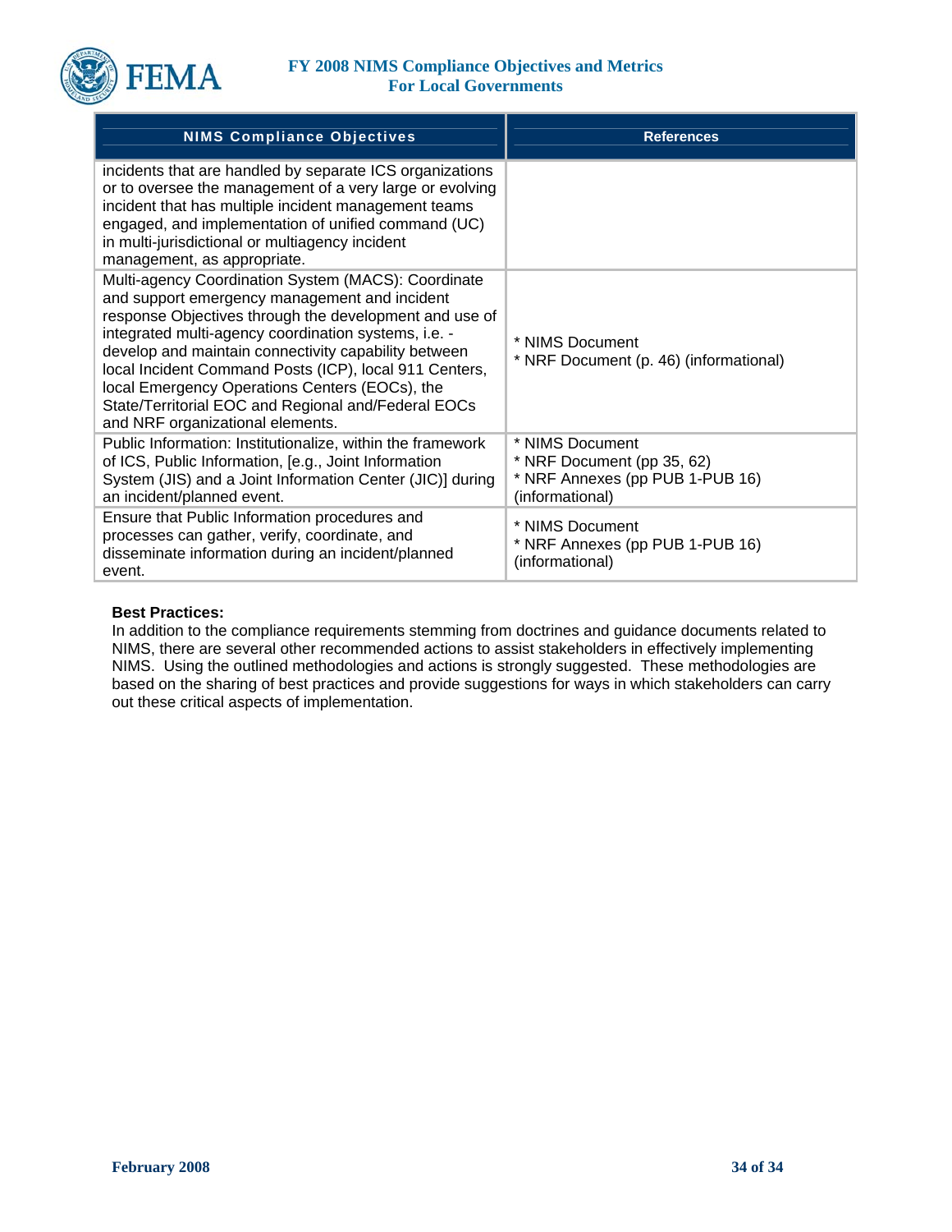| NIMS Compliance Objectives | References |
|---|---|
| incidents that are handled by separate ICS organizations or to oversee the management of a very large or evolving incident that has multiple incident management teams engaged, and implementation of unified command (UC) in multi-jurisdictional or multiagency incident management, as appropriate. | |
| Multi-agency Coordination System (MACS): Coordinate and support emergency management and incident response Objectives through the development and use of integrated multi-agency coordination systems, i.e. - develop and maintain connectivity capability between local Incident Command Posts (ICP), local 911 Centers, local Emergency Operations Centers (EOCs), the State/Territorial EOC and Regional and/Federal EOCs and NRF organizational elements. | * NIMS Document<br>* NRF Document (p. 46) (informational) |
| Public Information: Institutionalize, within the framework of ICS, Public Information, [e.g., Joint Information System (JIS) and a Joint Information Center (JIC)] during an incident/planned event. | * NIMS Document<br>* NRF Document (pp 35, 62)<br>* NRF Annexes (pp PUB 1-PUB 16) (informational) |
| Ensure that Public Information procedures and processes can gather, verify, coordinate, and disseminate information during an incident/planned event. | * NIMS Document<br>* NRF Annexes (pp PUB 1-PUB 16) (informational) |

**Best Practices:**
In addition to the compliance requirements stemming from doctrines and guidance documents related to NIMS, there are several other recommended actions to assist stakeholders in effectively implementing NIMS. Using the outlined methodologies and actions is strongly suggested. These methodologies are based on the sharing of best practices and provide suggestions for ways in which stakeholders can carry out these critical aspects of implementation.